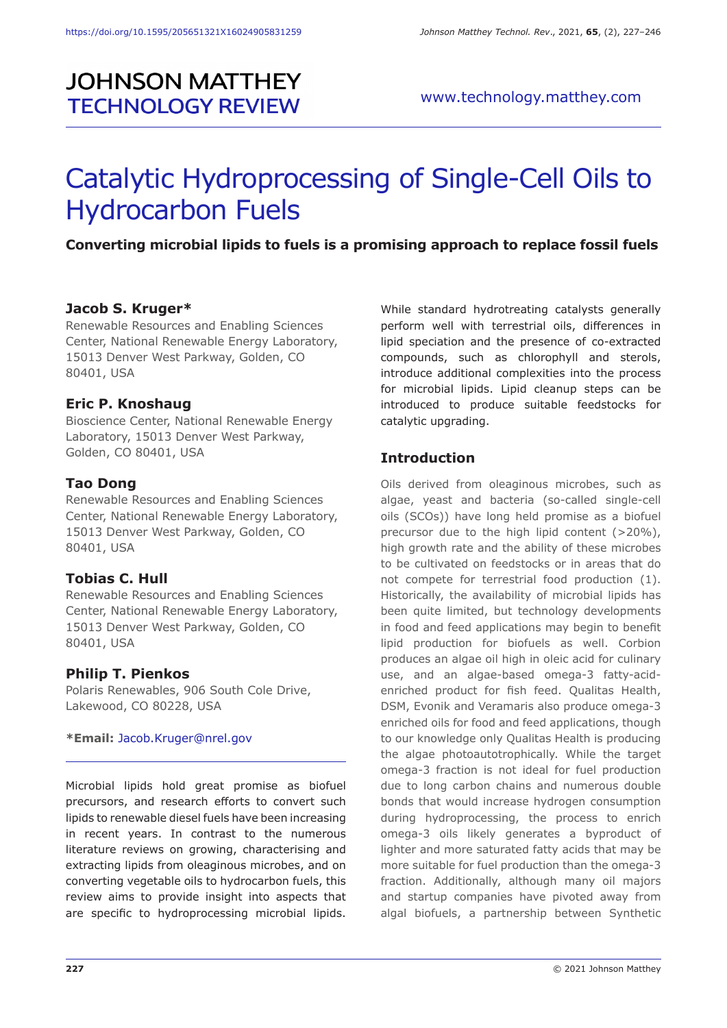# JOHNSON MATTHEY TECHNOLOGY REVIEW

www.technology.matthey.com

# Catalytic Hydroprocessing of Single-Cell Oils to Hydrocarbon Fuels

**Converting microbial lipids to fuels is a promising approach to replace fossil fuels**

**Jacob S. Kruger***
Renewable Resources and Enabling Sciences Center, National Renewable Energy Laboratory, 15013 Denver West Parkway, Golden, CO 80401, USA

**Eric P. Knoshaug**
Bioscience Center, National Renewable Energy Laboratory, 15013 Denver West Parkway, Golden, CO 80401, USA

**Tao Dong**
Renewable Resources and Enabling Sciences Center, National Renewable Energy Laboratory, 15013 Denver West Parkway, Golden, CO 80401, USA

**Tobias C. Hull**
Renewable Resources and Enabling Sciences Center, National Renewable Energy Laboratory, 15013 Denver West Parkway, Golden, CO 80401, USA

**Philip T. Pienkos**
Polaris Renewables, 906 South Cole Drive, Lakewood, CO 80228, USA

***Email:** Jacob.Kruger@nrel.gov

Microbial lipids hold great promise as biofuel precursors, and research efforts to convert such lipids to renewable diesel fuels have been increasing in recent years. In contrast to the numerous literature reviews on growing, characterising and extracting lipids from oleaginous microbes, and on converting vegetable oils to hydrocarbon fuels, this review aims to provide insight into aspects that are specific to hydroprocessing microbial lipids. While standard hydrotreating catalysts generally perform well with terrestrial oils, differences in lipid speciation and the presence of co-extracted compounds, such as chlorophyll and sterols, introduce additional complexities into the process for microbial lipids. Lipid cleanup steps can be introduced to produce suitable feedstocks for catalytic upgrading.

## Introduction

Oils derived from oleaginous microbes, such as algae, yeast and bacteria (so-called single-cell oils (SCOs)) have long held promise as a biofuel precursor due to the high lipid content (>20%), high growth rate and the ability of these microbes to be cultivated on feedstocks or in areas that do not compete for terrestrial food production (1). Historically, the availability of microbial lipids has been quite limited, but technology developments in food and feed applications may begin to benefit lipid production for biofuels as well. Corbion produces an algae oil high in oleic acid for culinary use, and an algae-based omega-3 fatty-acid-enriched product for fish feed. Qualitas Health, DSM, Evonik and Veramaris also produce omega-3 enriched oils for food and feed applications, though to our knowledge only Qualitas Health is producing the algae photoautotrophically. While the target omega-3 fraction is not ideal for fuel production due to long carbon chains and numerous double bonds that would increase hydrogen consumption during hydroprocessing, the process to enrich omega-3 oils likely generates a byproduct of lighter and more saturated fatty acids that may be more suitable for fuel production than the omega-3 fraction. Additionally, although many oil majors and startup companies have pivoted away from algal biofuels, a partnership between Synthetic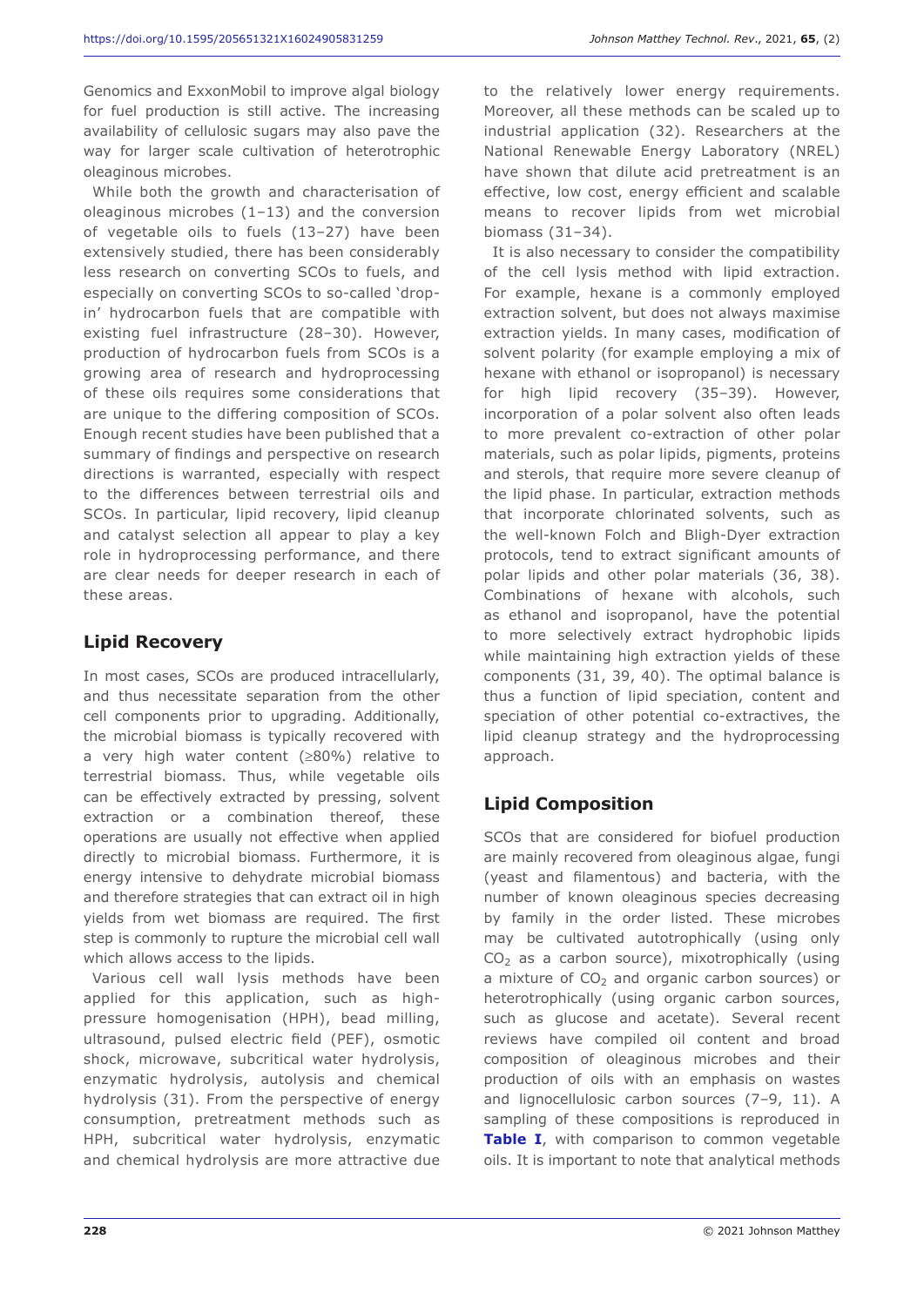Genomics and ExxonMobil to improve algal biology for fuel production is still active. The increasing availability of cellulosic sugars may also pave the way for larger scale cultivation of heterotrophic oleaginous microbes.

While both the growth and characterisation of oleaginous microbes (1–13) and the conversion of vegetable oils to fuels (13–27) have been extensively studied, there has been considerably less research on converting SCOs to fuels, and especially on converting SCOs to so-called 'drop-in' hydrocarbon fuels that are compatible with existing fuel infrastructure (28–30). However, production of hydrocarbon fuels from SCOs is a growing area of research and hydroprocessing of these oils requires some considerations that are unique to the differing composition of SCOs. Enough recent studies have been published that a summary of findings and perspective on research directions is warranted, especially with respect to the differences between terrestrial oils and SCOs. In particular, lipid recovery, lipid cleanup and catalyst selection all appear to play a key role in hydroprocessing performance, and there are clear needs for deeper research in each of these areas.

## Lipid Recovery

In most cases, SCOs are produced intracellularly, and thus necessitate separation from the other cell components prior to upgrading. Additionally, the microbial biomass is typically recovered with a very high water content (≥80%) relative to terrestrial biomass. Thus, while vegetable oils can be effectively extracted by pressing, solvent extraction or a combination thereof, these operations are usually not effective when applied directly to microbial biomass. Furthermore, it is energy intensive to dehydrate microbial biomass and therefore strategies that can extract oil in high yields from wet biomass are required. The first step is commonly to rupture the microbial cell wall which allows access to the lipids.

Various cell wall lysis methods have been applied for this application, such as high-pressure homogenisation (HPH), bead milling, ultrasound, pulsed electric field (PEF), osmotic shock, microwave, subcritical water hydrolysis, enzymatic hydrolysis, autolysis and chemical hydrolysis (31). From the perspective of energy consumption, pretreatment methods such as HPH, subcritical water hydrolysis, enzymatic and chemical hydrolysis are more attractive due to the relatively lower energy requirements. Moreover, all these methods can be scaled up to industrial application (32). Researchers at the National Renewable Energy Laboratory (NREL) have shown that dilute acid pretreatment is an effective, low cost, energy efficient and scalable means to recover lipids from wet microbial biomass (31–34).

It is also necessary to consider the compatibility of the cell lysis method with lipid extraction. For example, hexane is a commonly employed extraction solvent, but does not always maximise extraction yields. In many cases, modification of solvent polarity (for example employing a mix of hexane with ethanol or isopropanol) is necessary for high lipid recovery (35–39). However, incorporation of a polar solvent also often leads to more prevalent co-extraction of other polar materials, such as polar lipids, pigments, proteins and sterols, that require more severe cleanup of the lipid phase. In particular, extraction methods that incorporate chlorinated solvents, such as the well-known Folch and Bligh-Dyer extraction protocols, tend to extract significant amounts of polar lipids and other polar materials (36, 38). Combinations of hexane with alcohols, such as ethanol and isopropanol, have the potential to more selectively extract hydrophobic lipids while maintaining high extraction yields of these components (31, 39, 40). The optimal balance is thus a function of lipid speciation, content and speciation of other potential co-extractives, the lipid cleanup strategy and the hydroprocessing approach.

## Lipid Composition

SCOs that are considered for biofuel production are mainly recovered from oleaginous algae, fungi (yeast and filamentous) and bacteria, with the number of known oleaginous species decreasing by family in the order listed. These microbes may be cultivated autotrophically (using only $CO_2$ as a carbon source), mixotrophically (using a mixture of $CO_2$ and organic carbon sources) or heterotrophically (using organic carbon sources, such as glucose and acetate). Several recent reviews have compiled oil content and broad composition of oleaginous microbes and their production of oils with an emphasis on wastes and lignocellulosic carbon sources (7–9, 11). A sampling of these compositions is reproduced in **Table I**, with comparison to common vegetable oils. It is important to note that analytical methods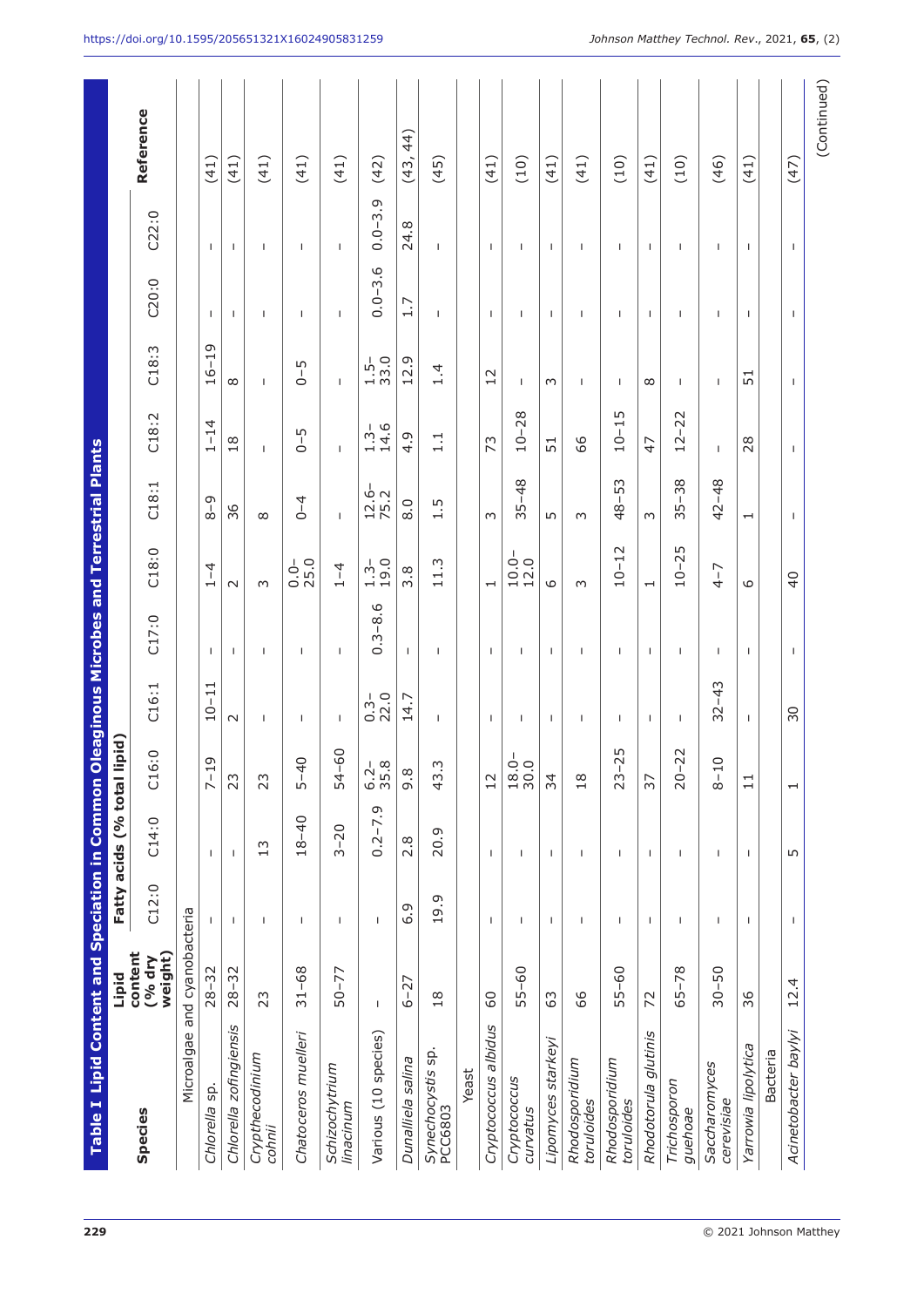**Table I Lipid Content and Speciation in Common Oleaginous Microbes and Terrestrial Plants**

| Species | Lipid content (% dry weight) | Fatty acids (% total lipid) | | | | | | | | | | | Reference |
|---|---|---|---|---|---|---|---|---|---|---|---|---|---|
| | | C12:0 | C14:0 | C16:0 | C16:1 | C17:0 | C18:0 | C18:1 | C18:2 | C18:3 | C20:0 | C22:0 | |
| Microalgae and cyanobacteria | | | | | | | | | | | | | |
| *Chlorella* sp. | 28–32 | – | – | 7–19 | 10–11 | – | 1–4 | 8–9 | 1–14 | 16–19 | – | – | (41) |
| *Chlorella zofingiensis* | 28–32 | – | – | 23 | 2 | – | 2 | 36 | 18 | 8 | – | – | (41) |
| *Crypthecodinium cohnii* | 23 | – | 13 | 23 | – | – | 3 | 8 | – | – | – | – | (41) |
| *Chatoceros muelleri* | 31–68 | – | 18–40 | 5–40 | – | – | 0.0–25.0 | 0–4 | 0–5 | 0–5 | – | – | (41) |
| *Schizochytrium linacinum* | 50–77 | – | 3–20 | 54–60 | – | – | 1–4 | – | – | – | – | – | (41) |
| Various (10 species) | – | – | 0.2–7.9 | 6.2–35.8 | 0.3–22.0 | 0.3–8.6 | 1.3–19.0 | 12.6–75.2 | 1.3–14.6 | 1.5–33.0 | 0.0–3.6 | 0.0–3.9 | (42) |
| *Dunalliela salina* | 6–27 | 6.9 | 2.8 | 9.8 | 14.7 | – | 3.8 | 8.0 | 4.9 | 12.9 | 1.7 | 24.8 | (43, 44) |
| *Synechocystis* sp. PCC6803 | 18 | 19.9 | 20.9 | 43.3 | – | – | 11.3 | 1.5 | 1.1 | 1.4 | – | – | (45) |
| Yeast | | | | | | | | | | | | | |
| *Cryptococcus albidus* | 60 | – | – | 12 | – | – | 1 | 3 | 73 | 12 | – | – | (41) |
| *Cryptococcus curvatus* | 55–60 | – | – | 18.0–30.0 | – | – | 10.0–12.0 | 35–48 | 10–28 | – | – | – | (10) |
| *Lipomyces starkeyi* | 63 | – | – | 34 | – | – | 6 | 5 | 51 | 3 | – | – | (41) |
| *Rhodosporidium toruloides* | 66 | – | – | 18 | – | – | 3 | 3 | 66 | – | – | – | (41) |
| *Rhodosporidium toruloides* | 55–60 | – | – | 23–25 | – | – | 10–12 | 48–53 | 10–15 | – | – | – | (10) |
| *Rhodotorula glutinis* | 72 | – | – | 37 | – | – | 1 | 3 | 47 | 8 | – | – | (41) |
| *Trichosporon guehoae* | 65–78 | – | – | 20–22 | – | – | 10–25 | 35–38 | 12–22 | – | – | – | (10) |
| *Saccharomyces cerevisiae* | 30–50 | – | – | 8–10 | 32–43 | – | 4–7 | 42–48 | – | – | – | – | (46) |
| *Yarrowia lipolytica* | 36 | – | – | 11 | – | – | 6 | 1 | 28 | 51 | – | – | (41) |
| Bacteria | | | | | | | | | | | | | |
| *Acinetobacter baylyi* | 12.4 | – | 5 | 1 | 30 | – | 40 | – | – | – | – | – | (47) |

(Continued)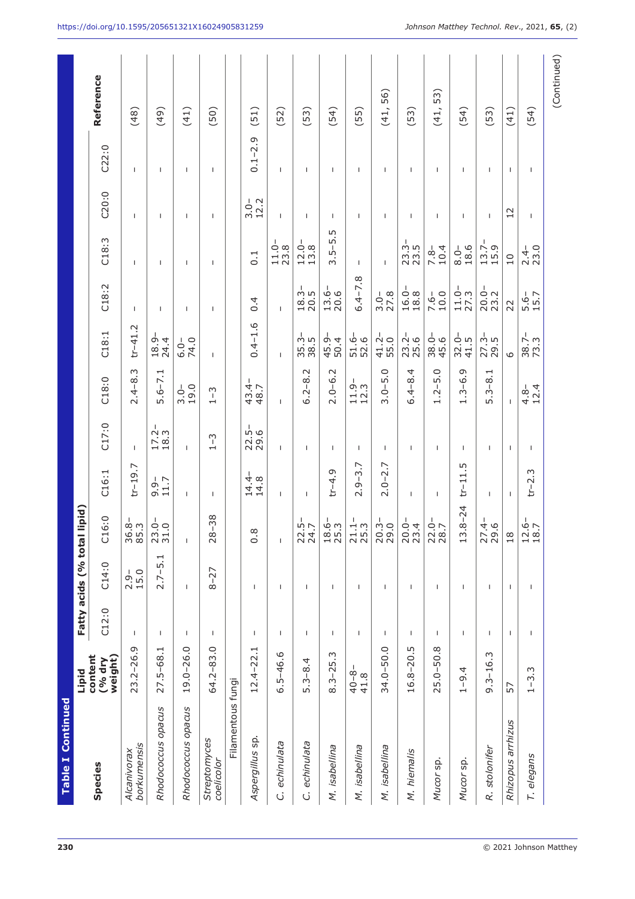**Table I Continued**

| Species | Lipid content (% dry weight) | Fatty acids (% total lipid) | | | | | | | | | | | Reference |
|---|---|---|---|---|---|---|---|---|---|---|---|---|---|
| | | C12:0 | C14:0 | C16:0 | C16:1 | C17:0 | C18:0 | C18:1 | C18:2 | C18:3 | C20:0 | C22:0 | |
| *Alcanivorax borkumensis* | 23.2–26.9 | – | 2.9–15.0 | 36.8–85.3 | tr–19.7 | – | 2.4–8.3 | tr–41.2 | – | – | – | – | (48) |
| *Rhodococcus opacus* | 27.5–68.1 | – | 2.7–5.1 | 23.0–31.0 | 9.9–11.7 | 17.2–18.3 | 5.6–7.1 | 18.9–24.4 | – | – | – | – | (49) |
| *Rhodococcus opacus* | 19.0–26.0 | – | – | – | – | – | 3.0–19.0 | 6.0–74.0 | – | – | – | – | (41) |
| *Streptomyces coelicolor* | 64.2–83.0 | – | 8–27 | 28–38 | – | 1–3 | 1–3 | – | – | – | – | – | (50) |
| Filamentous fungi | | | | | | | | | | | | | |
| *Aspergillus* sp. | 12.4–22.1 | – | – | 0.8 | 14.4–14.8 | 22.5–29.6 | 43.4–48.7 | 0.4–1.6 | 0.4 | 0.1 | 3.0–12.2 | 0.1–2.9 | (51) |
| *C. echinulata* | 6.5–46.6 | – | – | – | – | – | – | – | – | 11.0–23.8 | – | – | (52) |
| *C. echinulata* | 5.3–8.4 | – | – | 22.5–24.7 | – | – | 6.2–8.2 | 35.3–38.5 | 18.3–20.5 | 12.0–13.8 | – | – | (53) |
| *M. isabellina* | 8.3–25.3 | – | – | 18.6–25.3 | tr–4.9 | – | 2.0–6.2 | 45.9–50.4 | 13.6–20.6 | 3.5–5.5 | – | – | (54) |
| *M. isabellina* | 40–8–41.8 | – | – | 21.1–25.3 | 2.9–3.7 | – | 11.9–12.3 | 51.6–52.6 | 6.4–7.8 | – | – | – | (55) |
| *M. isabellina* | 34.0–50.0 | – | – | 20.3–29.0 | 2.0–2.7 | – | 3.0–5.0 | 41.2–55.0 | 3.0–27.8 | – | – | – | (41, 56) |
| *M. hiemalis* | 16.8–20.5 | – | – | 20.0–23.4 | – | – | 6.4–8.4 | 23.2–25.6 | 16.0–18.8 | 23.3–23.5 | – | – | (53) |
| *Mucor* sp. | 25.0–50.8 | – | – | 22.0–28.7 | – | – | 1.2–5.0 | 38.0–45.6 | 7.6–10.0 | 7.8–10.4 | – | – | (41, 53) |
| *Mucor* sp. | 1–9.4 | – | – | 13.8–24 | tr–11.5 | – | 1.3–6.9 | 32.0–41.5 | 11.0–27.3 | 8.0–18.6 | – | – | (54) |
| *R. stolonifer* | 9.3–16.3 | – | – | 27.4–29.6 | – | – | 5.3–8.1 | 27.3–29.5 | 20.0–23.2 | 13.7–15.9 | – | – | (53) |
| *Rhizopus arrhizus* | 57 | – | – | 18 | – | – | – | 6 | 22 | 10 | 12 | – | (41) |
| *T. elegans* | 1–3.3 | – | – | 12.6–18.7 | tr–2.3 | – | 4.8–12.4 | 38.7–73.3 | 5.6–15.7 | 2.4–23.0 | – | – | (54) |

(Continued)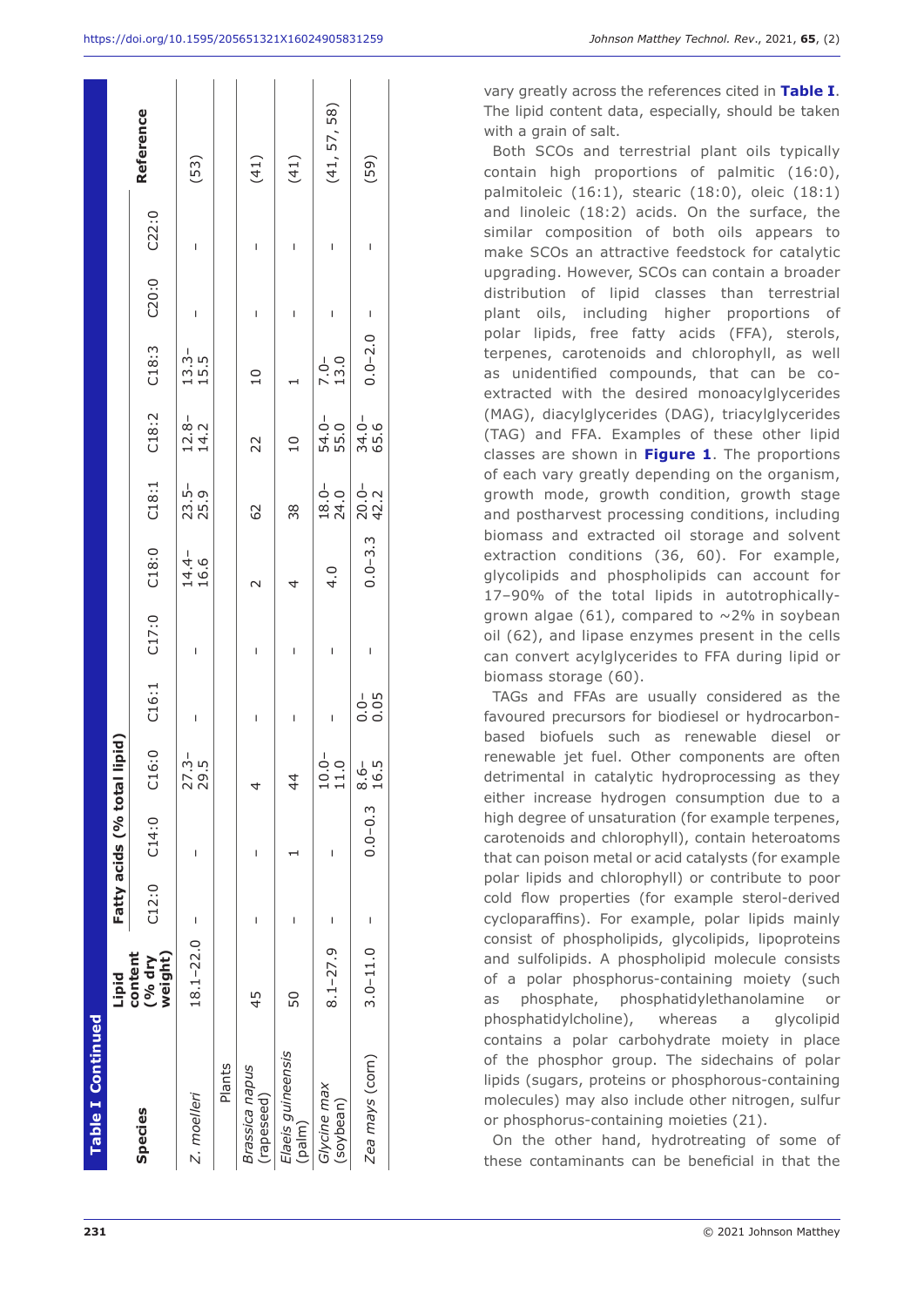**Table I Continued**

| Species | Lipid content (% dry weight) | Fatty acids (% total lipid) | | | | | | | | | | | | Reference |
|---|---|---|---|---|---|---|---|---|---|---|---|---|---|---|
| | | C12:0 | C14:0 | C16:0 | C16:1 | C17:0 | C18:0 | C18:1 | C18:2 | C18:3 | C20:0 | C22:0 | | |
| *Z. moelleri* | 18.1–22.0 | – | – | 27.3–29.5 | – | – | 14.4–16.6 | 23.5–25.9 | 12.8–14.2 | 13.3–15.5 | – | – | | (53) |
| Plants | | | | | | | | | | | | | | |
| *Brassica napus* (rapeseed) | 45 | – | – | 4 | – | – | 2 | 62 | 22 | 10 | – | – | | (41) |
| *Elaeis guineensis* (palm) | 50 | – | 1 | 44 | – | – | 4 | 38 | 10 | 1 | – | – | | (41) |
| *Glycine max* (soybean) | 8.1–27.9 | – | – | 10.0–11.0 | – | – | 4.0 | 18.0–24.0 | 54.0–55.0 | 7.0–13.0 | – | – | | (41, 57, 58) |
| *Zea mays* (corn) | 3.0–11.0 | – | 0.0–0.3 | 8.6–16.5 | 0.0–0.05 | – | 0.0–3.3 | 20.0–42.2 | 34.0–65.6 | 0.0–2.0 | – | – | | (59) |

vary greatly across the references cited in **Table I**. The lipid content data, especially, should be taken with a grain of salt.

Both SCOs and terrestrial plant oils typically contain high proportions of palmitic (16:0), palmitoleic (16:1), stearic (18:0), oleic (18:1) and linoleic (18:2) acids. On the surface, the similar composition of both oils appears to make SCOs an attractive feedstock for catalytic upgrading. However, SCOs can contain a broader distribution of lipid classes than terrestrial plant oils, including higher proportions of polar lipids, free fatty acids (FFA), sterols, terpenes, carotenoids and chlorophyll, as well as unidentified compounds, that can be co-extracted with the desired monoacylglycerides (MAG), diacylglycerides (DAG), triacylglycerides (TAG) and FFA. Examples of these other lipid classes are shown in **Figure 1**. The proportions of each vary greatly depending on the organism, growth mode, growth condition, growth stage and postharvest processing conditions, including biomass and extracted oil storage and solvent extraction conditions (36, 60). For example, glycolipids and phospholipids can account for 17–90% of the total lipids in autotrophically-grown algae (61), compared to ~2% in soybean oil (62), and lipase enzymes present in the cells can convert acylglycerides to FFA during lipid or biomass storage (60).

TAGs and FFAs are usually considered as the favoured precursors for biodiesel or hydrocarbon-based biofuels such as renewable diesel or renewable jet fuel. Other components are often detrimental in catalytic hydroprocessing as they either increase hydrogen consumption due to a high degree of unsaturation (for example terpenes, carotenoids and chlorophyll), contain heteroatoms that can poison metal or acid catalysts (for example polar lipids and chlorophyll) or contribute to poor cold flow properties (for example sterol-derived cycloparaffins). For example, polar lipids mainly consist of phospholipids, glycolipids, lipoproteins and sulfolipids. A phospholipid molecule consists of a polar phosphorus-containing moiety (such as phosphate, phosphatidylethanolamine or phosphatidylcholine), whereas a glycolipid contains a polar carbohydrate moiety in place of the phosphor group. The sidechains of polar lipids (sugars, proteins or phosphorus-containing molecules) may also include other nitrogen, sulfur or phosphorus-containing moieties (21).

On the other hand, hydrotreating of some of these contaminants can be beneficial in that the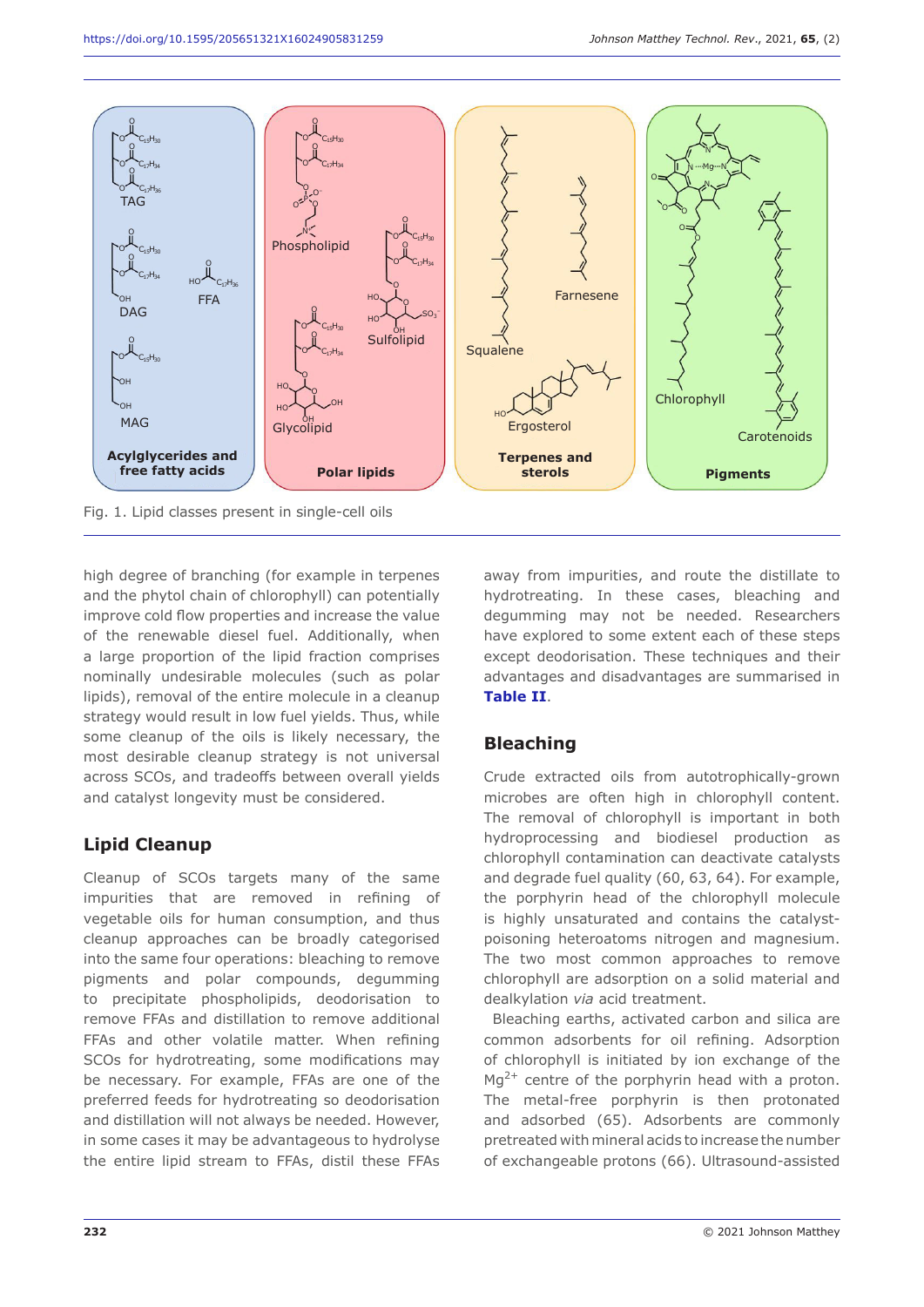Fig. 1. Lipid classes present in single-cell oils

high degree of branching (for example in terpenes and the phytol chain of chlorophyll) can potentially improve cold flow properties and increase the value of the renewable diesel fuel. Additionally, when a large proportion of the lipid fraction comprises nominally undesirable molecules (such as polar lipids), removal of the entire molecule in a cleanup strategy would result in low fuel yields. Thus, while some cleanup of the oils is likely necessary, the most desirable cleanup strategy is not universal across SCOs, and tradeoffs between overall yields and catalyst longevity must be considered.

## Lipid Cleanup

Cleanup of SCOs targets many of the same impurities that are removed in refining of vegetable oils for human consumption, and thus cleanup approaches can be broadly categorised into the same four operations: bleaching to remove pigments and polar compounds, degumming to precipitate phospholipids, deodorisation to remove FFAs and distillation to remove additional FFAs and other volatile matter. When refining SCOs for hydrotreating, some modifications may be necessary. For example, FFAs are one of the preferred feeds for hydrotreating so deodorisation and distillation will not always be needed. However, in some cases it may be advantageous to hydrolyse the entire lipid stream to FFAs, distil these FFAs away from impurities, and route the distillate to hydrotreating. In these cases, bleaching and degumming may not be needed. Researchers have explored to some extent each of these steps except deodorisation. These techniques and their advantages and disadvantages are summarised in **Table II**.

## Bleaching

Crude extracted oils from autotrophically-grown microbes are often high in chlorophyll content. The removal of chlorophyll is important in both hydroprocessing and biodiesel production as chlorophyll contamination can deactivate catalysts and degrade fuel quality (60, 63, 64). For example, the porphyrin head of the chlorophyll molecule is highly unsaturated and contains the catalyst-poisoning heteroatoms nitrogen and magnesium. The two most common approaches to remove chlorophyll are adsorption on a solid material and dealkylation *via* acid treatment.

Bleaching earths, activated carbon and silica are common adsorbents for oil refining. Adsorption of chlorophyll is initiated by ion exchange of the $Mg^{2+}$ centre of the porphyrin head with a proton. The metal-free porphyrin is then protonated and adsorbed (65). Adsorbents are commonly pretreated with mineral acids to increase the number of exchangeable protons (66). Ultrasound-assisted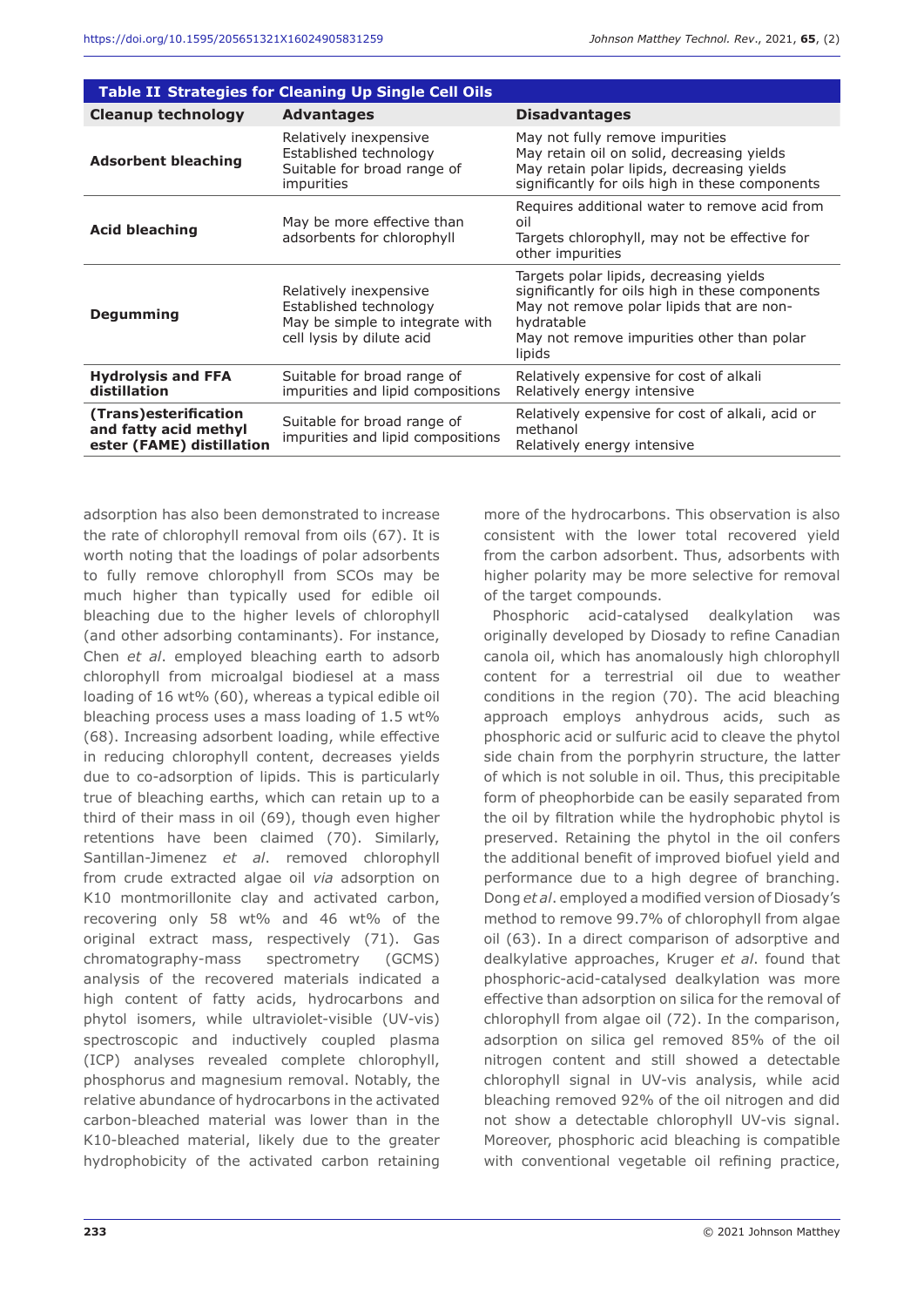**Table II Strategies for Cleaning Up Single Cell Oils**

| Cleanup technology | Advantages | Disadvantages |
|---|---|---|
| **Adsorbent bleaching** | Relatively inexpensive<br>Established technology<br>Suitable for broad range of impurities | May not fully remove impurities<br>May retain oil on solid, decreasing yields<br>May retain polar lipids, decreasing yields significantly for oils high in these components |
| **Acid bleaching** | May be more effective than adsorbents for chlorophyll | Requires additional water to remove acid from oil<br>Targets chlorophyll, may not be effective for other impurities |
| **Degumming** | Relatively inexpensive<br>Established technology<br>May be simple to integrate with cell lysis by dilute acid | Targets polar lipids, decreasing yields significantly for oils high in these components<br>May not remove polar lipids that are non-hydratable<br>May not remove impurities other than polar lipids |
| **Hydrolysis and FFA distillation** | Suitable for broad range of impurities and lipid compositions | Relatively expensive for cost of alkali<br>Relatively energy intensive |
| **(Trans)esterification and fatty acid methyl ester (FAME) distillation** | Suitable for broad range of impurities and lipid compositions | Relatively expensive for cost of alkali, acid or methanol<br>Relatively energy intensive |

adsorption has also been demonstrated to increase the rate of chlorophyll removal from oils (67). It is worth noting that the loadings of polar adsorbents to fully remove chlorophyll from SCOs may be much higher than typically used for edible oil bleaching due to the higher levels of chlorophyll (and other adsorbing contaminants). For instance, Chen *et al*. employed bleaching earth to adsorb chlorophyll from microalgal biodiesel at a mass loading of 16 wt% (60), whereas a typical edible oil bleaching process uses a mass loading of 1.5 wt% (68). Increasing adsorbent loading, while effective in reducing chlorophyll content, decreases yields due to co-adsorption of lipids. This is particularly true of bleaching earths, which can retain up to a third of their mass in oil (69), though even higher retentions have been claimed (70). Similarly, Santillan-Jimenez *et al*. removed chlorophyll from crude extracted algae oil *via* adsorption on K10 montmorillonite clay and activated carbon, recovering only 58 wt% and 46 wt% of the original extract mass, respectively (71). Gas chromatography-mass spectrometry (GCMS) analysis of the recovered materials indicated a high content of fatty acids, hydrocarbons and phytol isomers, while ultraviolet-visible (UV-vis) spectroscopic and inductively coupled plasma (ICP) analyses revealed complete chlorophyll, phosphorus and magnesium removal. Notably, the relative abundance of hydrocarbons in the activated carbon-bleached material was lower than in the K10-bleached material, likely due to the greater hydrophobicity of the activated carbon retaining more of the hydrocarbons. This observation is also consistent with the lower total recovered yield from the carbon adsorbent. Thus, adsorbents with higher polarity may be more selective for removal of the target compounds.

Phosphoric acid-catalysed dealkylation was originally developed by Diosady to refine Canadian canola oil, which has anomalously high chlorophyll content for a terrestrial oil due to weather conditions in the region (70). The acid bleaching approach employs anhydrous acids, such as phosphoric acid or sulfuric acid to cleave the phytol side chain from the porphyrin structure, the latter of which is not soluble in oil. Thus, this precipitable form of pheophorbide can be easily separated from the oil by filtration while the hydrophobic phytol is preserved. Retaining the phytol in the oil confers the additional benefit of improved biofuel yield and performance due to a high degree of branching. Dong *et al*. employed a modified version of Diosady's method to remove 99.7% of chlorophyll from algae oil (63). In a direct comparison of adsorptive and dealkylative approaches, Kruger *et al*. found that phosphoric-acid-catalysed dealkylation was more effective than adsorption on silica for the removal of chlorophyll from algae oil (72). In the comparison, adsorption on silica gel removed 85% of the oil nitrogen content and still showed a detectable chlorophyll signal in UV-vis analysis, while acid bleaching removed 92% of the oil nitrogen and did not show a detectable chlorophyll UV-vis signal. Moreover, phosphoric acid bleaching is compatible with conventional vegetable oil refining practice,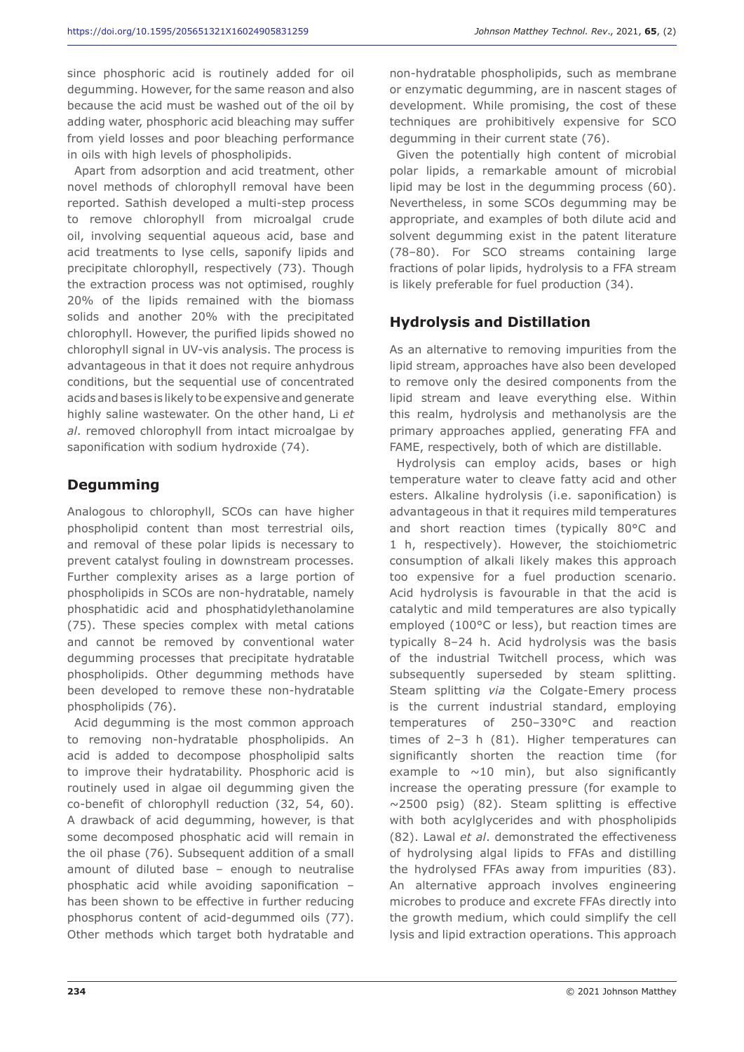since phosphoric acid is routinely added for oil degumming. However, for the same reason and also because the acid must be washed out of the oil by adding water, phosphoric acid bleaching may suffer from yield losses and poor bleaching performance in oils with high levels of phospholipids.

Apart from adsorption and acid treatment, other novel methods of chlorophyll removal have been reported. Sathish developed a multi-step process to remove chlorophyll from microalgal crude oil, involving sequential aqueous acid, base and acid treatments to lyse cells, saponify lipids and precipitate chlorophyll, respectively (73). Though the extraction process was not optimised, roughly 20% of the lipids remained with the biomass solids and another 20% with the precipitated chlorophyll. However, the purified lipids showed no chlorophyll signal in UV-vis analysis. The process is advantageous in that it does not require anhydrous conditions, but the sequential use of concentrated acids and bases is likely to be expensive and generate highly saline wastewater. On the other hand, Li *et al*. removed chlorophyll from intact microalgae by saponification with sodium hydroxide (74).

## Degumming

Analogous to chlorophyll, SCOs can have higher phospholipid content than most terrestrial oils, and removal of these polar lipids is necessary to prevent catalyst fouling in downstream processes. Further complexity arises as a large portion of phospholipids in SCOs are non-hydratable, namely phosphatidic acid and phosphatidylethanolamine (75). These species complex with metal cations and cannot be removed by conventional water degumming processes that precipitate hydratable phospholipids. Other degumming methods have been developed to remove these non-hydratable phospholipids (76).

Acid degumming is the most common approach to removing non-hydratable phospholipids. An acid is added to decompose phospholipid salts to improve their hydratability. Phosphoric acid is routinely used in algae oil degumming given the co-benefit of chlorophyll reduction (32, 54, 60). A drawback of acid degumming, however, is that some decomposed phosphatic acid will remain in the oil phase (76). Subsequent addition of a small amount of diluted base – enough to neutralise phosphatic acid while avoiding saponification – has been shown to be effective in further reducing phosphorus content of acid-degummed oils (77). Other methods which target both hydratable and non-hydratable phospholipids, such as membrane or enzymatic degumming, are in nascent stages of development. While promising, the cost of these techniques are prohibitively expensive for SCO degumming in their current state (76).

Given the potentially high content of microbial polar lipids, a remarkable amount of microbial lipid may be lost in the degumming process (60). Nevertheless, in some SCOs degumming may be appropriate, and examples of both dilute acid and solvent degumming exist in the patent literature (78–80). For SCO streams containing large fractions of polar lipids, hydrolysis to a FFA stream is likely preferable for fuel production (34).

## Hydrolysis and Distillation

As an alternative to removing impurities from the lipid stream, approaches have also been developed to remove only the desired components from the lipid stream and leave everything else. Within this realm, hydrolysis and methanolysis are the primary approaches applied, generating FFA and FAME, respectively, both of which are distillable.

Hydrolysis can employ acids, bases or high temperature water to cleave fatty acid and other esters. Alkaline hydrolysis (i.e. saponification) is advantageous in that it requires mild temperatures and short reaction times (typically 80°C and 1 h, respectively). However, the stoichiometric consumption of alkali likely makes this approach too expensive for a fuel production scenario. Acid hydrolysis is favourable in that the acid is catalytic and mild temperatures are also typically employed (100°C or less), but reaction times are typically 8–24 h. Acid hydrolysis was the basis of the industrial Twitchell process, which was subsequently superseded by steam splitting. Steam splitting *via* the Colgate-Emery process is the current industrial standard, employing temperatures of 250–330°C and reaction times of 2–3 h (81). Higher temperatures can significantly shorten the reaction time (for example to ~10 min), but also significantly increase the operating pressure (for example to ~2500 psig) (82). Steam splitting is effective with both acylglycerides and with phospholipids (82). Lawal *et al*. demonstrated the effectiveness of hydrolysing algal lipids to FFAs and distilling the hydrolysed FFAs away from impurities (83). An alternative approach involves engineering microbes to produce and excrete FFAs directly into the growth medium, which could simplify the cell lysis and lipid extraction operations. This approach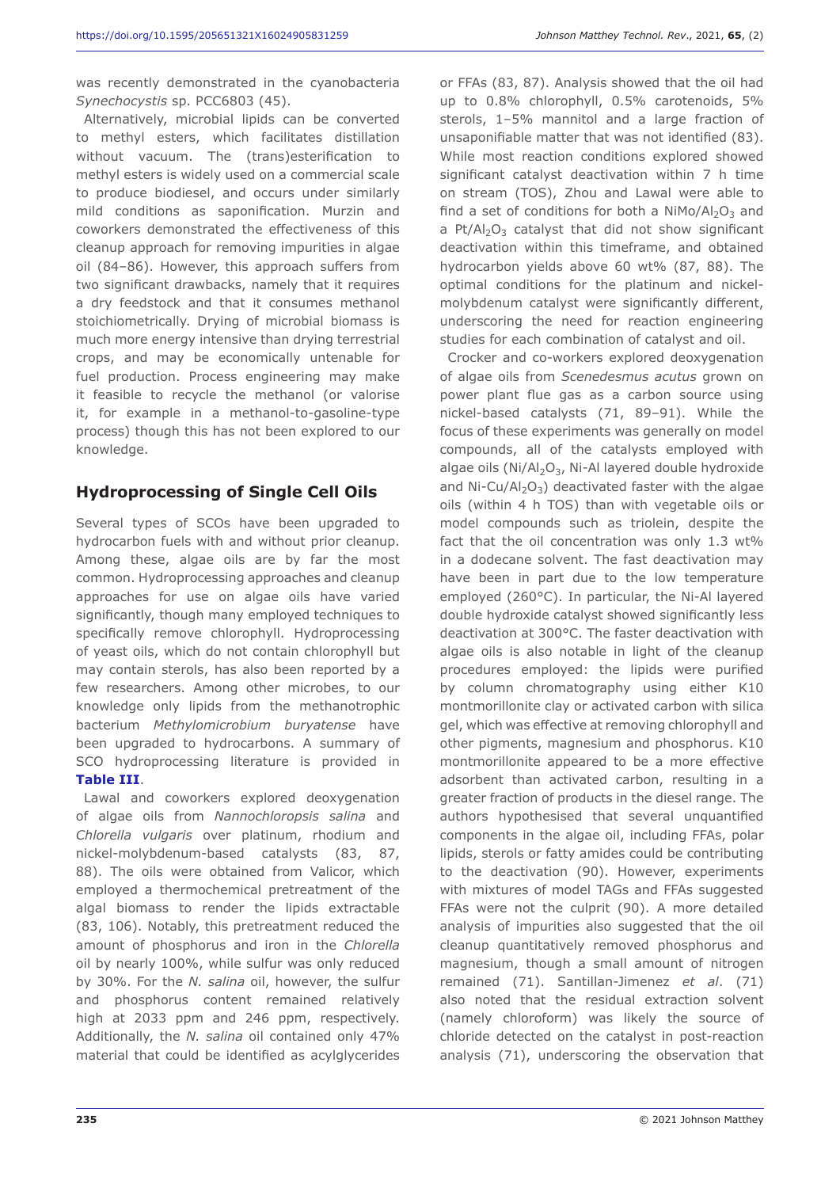was recently demonstrated in the cyanobacteria *Synechocystis* sp. PCC6803 (45).

Alternatively, microbial lipids can be converted to methyl esters, which facilitates distillation without vacuum. The (trans)esterification to methyl esters is widely used on a commercial scale to produce biodiesel, and occurs under similarly mild conditions as saponification. Murzin and coworkers demonstrated the effectiveness of this cleanup approach for removing impurities in algae oil (84–86). However, this approach suffers from two significant drawbacks, namely that it requires a dry feedstock and that it consumes methanol stoichiometrically. Drying of microbial biomass is much more energy intensive than drying terrestrial crops, and may be economically untenable for fuel production. Process engineering may make it feasible to recycle the methanol (or valorise it, for example in a methanol-to-gasoline-type process) though this has not been explored to our knowledge.

## Hydroprocessing of Single Cell Oils

Several types of SCOs have been upgraded to hydrocarbon fuels with and without prior cleanup. Among these, algae oils are by far the most common. Hydroprocessing approaches and cleanup approaches for use on algae oils have varied significantly, though many employed techniques to specifically remove chlorophyll. Hydroprocessing of yeast oils, which do not contain chlorophyll but may contain sterols, has also been reported by a few researchers. Among other microbes, to our knowledge only lipids from the methanotrophic bacterium *Methylomicrobium buryatense* have been upgraded to hydrocarbons. A summary of SCO hydroprocessing literature is provided in **Table III**.

Lawal and coworkers explored deoxygenation of algae oils from *Nannochloropsis salina* and *Chlorella vulgaris* over platinum, rhodium and nickel-molybdenum-based catalysts (83, 87, 88). The oils were obtained from Valicor, which employed a thermochemical pretreatment of the algal biomass to render the lipids extractable (83, 106). Notably, this pretreatment reduced the amount of phosphorus and iron in the *Chlorella* oil by nearly 100%, while sulfur was only reduced by 30%. For the *N. salina* oil, however, the sulfur and phosphorus content remained relatively high at 2033 ppm and 246 ppm, respectively. Additionally, the *N. salina* oil contained only 47% material that could be identified as acylglycerides or FFAs (83, 87). Analysis showed that the oil had up to 0.8% chlorophyll, 0.5% carotenoids, 5% sterols, 1–5% mannitol and a large fraction of unsaponifiable matter that was not identified (83). While most reaction conditions explored showed significant catalyst deactivation within 7 h time on stream (TOS), Zhou and Lawal were able to find a set of conditions for both a $NiMo/Al_2O_3$ and a $Pt/Al_2O_3$ catalyst that did not show significant deactivation within this timeframe, and obtained hydrocarbon yields above 60 wt% (87, 88). The optimal conditions for the platinum and nickel-molybdenum catalyst were significantly different, underscoring the need for reaction engineering studies for each combination of catalyst and oil.

Crocker and co-workers explored deoxygenation of algae oils from *Scenedesmus acutus* grown on power plant flue gas as a carbon source using nickel-based catalysts (71, 89–91). While the focus of these experiments was generally on model compounds, all of the catalysts employed with algae oils ($Ni/Al_2O_3$, Ni-Al layered double hydroxide and $Ni$-$Cu/Al_2O_3$) deactivated faster with the algae oils (within 4 h TOS) than with vegetable oils or model compounds such as triolein, despite the fact that the oil concentration was only 1.3 wt% in a dodecane solvent. The fast deactivation may have been in part due to the low temperature employed (260°C). In particular, the Ni-Al layered double hydroxide catalyst showed significantly less deactivation at 300°C. The faster deactivation with algae oils is also notable in light of the cleanup procedures employed: the lipids were purified by column chromatography using either K10 montmorillonite clay or activated carbon with silica gel, which was effective at removing chlorophyll and other pigments, magnesium and phosphorus. K10 montmorillonite appeared to be a more effective adsorbent than activated carbon, resulting in a greater fraction of products in the diesel range. The authors hypothesised that several unquantified components in the algae oil, including FFAs, polar lipids, sterols or fatty amides could be contributing to the deactivation (90). However, experiments with mixtures of model TAGs and FFAs suggested FFAs were not the culprit (90). A more detailed analysis of impurities also suggested that the oil cleanup quantitatively removed phosphorus and magnesium, though a small amount of nitrogen remained (71). Santillan-Jimenez *et al*. (71) also noted that the residual extraction solvent (namely chloroform) was likely the source of chloride detected on the catalyst in post-reaction analysis (71), underscoring the observation that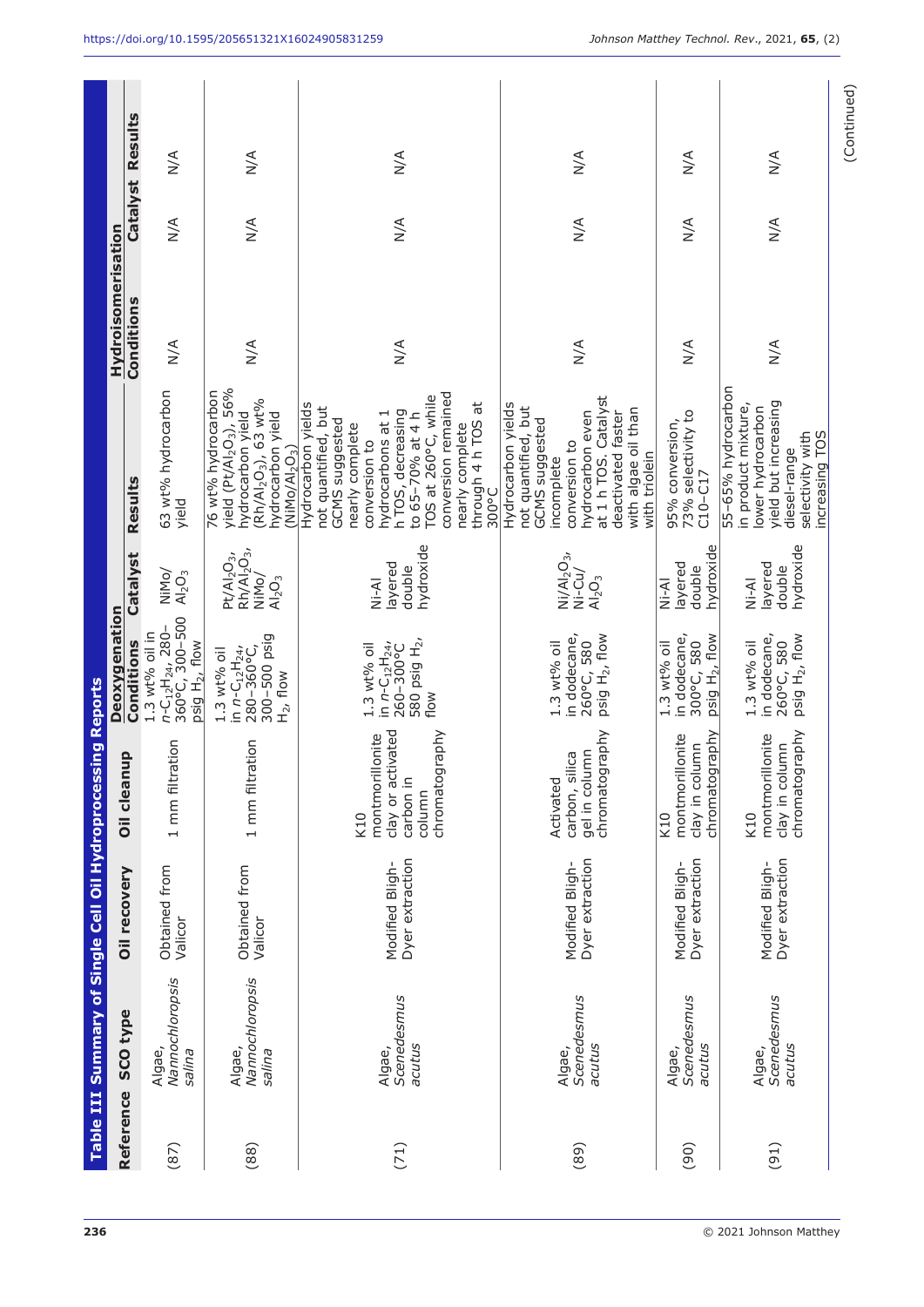**Table III Summary of Single Cell Oil Hydroprocessing Reports**

| Reference | SCO type | Oil recovery | Oil cleanup | Deoxygenation | | | Hydroisomerisation | | |
|---|---|---|---|---|---|---|---|---|---|
| | | | | Conditions | Catalyst | Results | Conditions | Catalyst | Results |
| (87) | Algae, *Nannochloropsis salina* | Obtained from Valicor | 1 mm filtration | 1.3 wt% oil in $n$-$C_{12}H_{24}$, 280–360°C, 300–500 psig $H_2$, flow | NiMo/$Al_2O_3$ | 63 wt% hydrocarbon yield | N/A | N/A | N/A |
| (88) | Algae, *Nannochloropsis salina* | Obtained from Valicor | 1 mm filtration | 1.3 wt% oil in $n$-$C_{12}H_{24}$, 280–360°C, 300–500 psig $H_2$, flow | Pt/$Al_2O_3$, Rh/$Al_2O_3$, NiMo/$Al_2O_3$ | 76 wt% hydrocarbon yield (Pt/$Al_2O_3$), 56% hydrocarbon yield (Rh/$Al_2O_3$), 63 wt% hydrocarbon yield (NiMo/$Al_2O_3$) | N/A | N/A | N/A |
| (71) | Algae, *Scenedesmus acutus* | Modified Bligh-Dyer extraction | K10 montmorillonite clay or activated carbon in column chromatography | 1.3 wt% oil in $n$-$C_{12}H_{24}$, 260–300°C 580 psig $H_2$, flow | Ni-Al layered double hydroxide | Hydrocarbon yields not quantified, but GCMS suggested nearly complete conversion to hydrocarbons at 1 h TOS, decreasing to 65–70% at 4 h TOS at 260°C, while conversion remained nearly complete through 4 h TOS at 300°C | N/A | N/A | N/A |
| (89) | Algae, *Scenedesmus acutus* | Modified Bligh-Dyer extraction | Activated carbon, silica gel in column chromatography | 1.3 wt% oil in dodecane, 260°C, 580 psig $H_2$, flow | Ni/$Al_2O_3$, Ni-Cu/$Al_2O_3$ | Hydrocarbon yields not quantified, but GCMS suggested incomplete conversion to hydrocarbon even at 1 h TOS. Catalyst deactivated faster with algae oil than with triolein | N/A | N/A | N/A |
| (90) | Algae, *Scenedesmus acutus* | Modified Bligh-Dyer extraction | K10 montmorillonite clay in column chromatography | 1.3 wt% oil in dodecane, 300°C, 580 psig $H_2$, flow | Ni-Al layered double hydroxide | 95% conversion, 73% selectivity to C10–C17 | N/A | N/A | N/A |
| (91) | Algae, *Scenedesmus acutus* | Modified Bligh-Dyer extraction | K10 montmorillonite clay in column chromatography | 1.3 wt% oil in dodecane, 260°C, 580 psig $H_2$, flow | Ni-Al layered double hydroxide | 55–65% hydrocarbon in product mixture, lower hydrocarbon yield but increasing diesel-range selectivity with increasing TOS | N/A | N/A | N/A |

(Continued)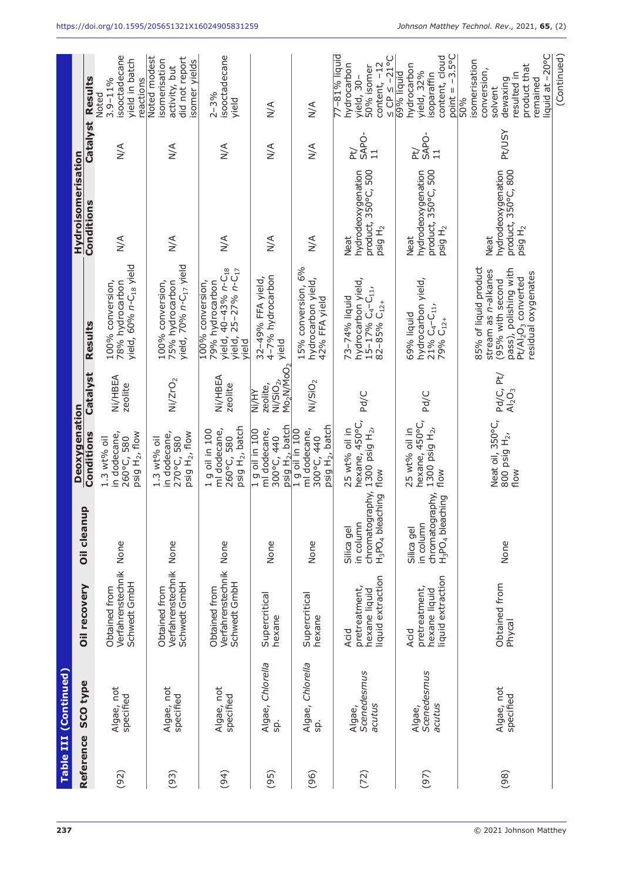**Table III (Continued)**

| Reference | SCO type | Oil recovery | Oil cleanup | Deoxygenation | | | Hydroisomerisation | | |
|---|---|---|---|---|---|---|---|---|---|
| | | | | Conditions | Catalyst | Results | Conditions | Catalyst | Results |
| (92) | Algae, not specified | Obtained from Verfahrenstechnik Schwedt GmbH | None | 1.3 wt% oil in dodecane, 260°C, 580 psig $H_2$, flow | Ni/HBEA zeolite | 100% conversion, 78% hydrocarbon yield, 60% $n$-$C_{18}$ yield | N/A | N/A | Noted 3.9–11% isooctadecane yield in batch reactions |
| (93) | Algae, not specified | Obtained from Verfahrenstechnik Schwedt GmbH | None | 1.3 wt% oil in dodecane, 270°C, 580 psig $H_2$, flow | $Ni/ZrO_2$ | 100% conversion, 75% hydrocarbon yield, 70% $n$-$C_{17}$ yield | N/A | N/A | Noted modest isomerisation activity, but did not report isomer yields |
| (94) | Algae, not specified | Obtained from Verfahrenstechnik Schwedt GmbH | None | 1 g oil in 100 ml dodecane, 260°C, 580 psig $H_2$, batch | Ni/HBEA zeolite | 100% conversion, 79% hydrocarbon yield, 40–43% $n$-$C_{18}$ yield, 25–27% $n$-$C_{17}$ yield | N/A | N/A | 2–3% isooctadecane yield |
| (95) | Algae, *Chlorella* sp. | Supercritical hexane | None | 1 g oil in 100 ml dodecane, 300°C, 440 psig $H_2$, batch | Ni/HY zeolite, $Ni/SiO_2$, $Mo_2N/MoO_2$ | 32–49% FFA yield, 4–7% hydrocarbon yield | N/A | N/A | N/A |
| (96) | Algae, *Chlorella* sp. | Supercritical hexane | None | 1 g oil in 100 ml dodecane, 300°C, 440 psig $H_2$, batch | $Ni/SiO_2$ | 15% conversion, 6% hydrocarbon yield, 42% FFA yield | N/A | N/A | N/A |
| (72) | Algae, *Scenedesmus acutus* | Acid pretreatment, hexane liquid liquid extraction | Silica gel in column chromatography, $H_3PO_4$ bleaching | 25 wt% oil in hexane, 450°C, 1300 psig $H_2$, flow | Pd/C | 73–74% liquid hydrocarbon yield, 15–17% $C_4$–$C_{11}$, 82–85% $C_{12+}$ | Neat hydrodeoxygenation product, 350°C, 500 psig $H_2$ | Pt/SAPO-11 | 77–81% liquid hydrocarbon yield, 30–50% isomer content, −12 ≤ CP ≤ −21°C |
| (97) | Algae, *Scenedesmus acutus* | Acid pretreatment, hexane liquid liquid extraction | Silica gel in column chromatography, $H_3PO_4$ bleaching | 25 wt% oil in hexane, 450°C, 1300 psig $H_2$, flow | Pd/C | 69% liquid hydrocarbon yield, 21% $C_4$–$C_{11}$, 79% $C_{12+}$ | Neat hydrodeoxygenation product, 350°C, 500 psig $H_2$ | Pt/SAPO-11 | 69% liquid hydrocarbon yield, 32% isoparaffin content, cloud point = −3.5°C |
| (98) | Algae, not specified | Obtained from Phycal | None | Neat oil, 350°C, 800 psig $H_2$, flow | Pd/C, Pt/$Al_2O_3$ | 85% of liquid product stream as $n$-alkanes (95% with second pass), polishing with Pt/$Al_2O_3$ converted residual oxygenates | Neat hydrodeoxygenation product, 350°C, 800 psig $H_2$ | Pt/USY | 50% isomerisation conversion, solvent dewaxing resulted in product that remained liquid at −20°C |

(Continued)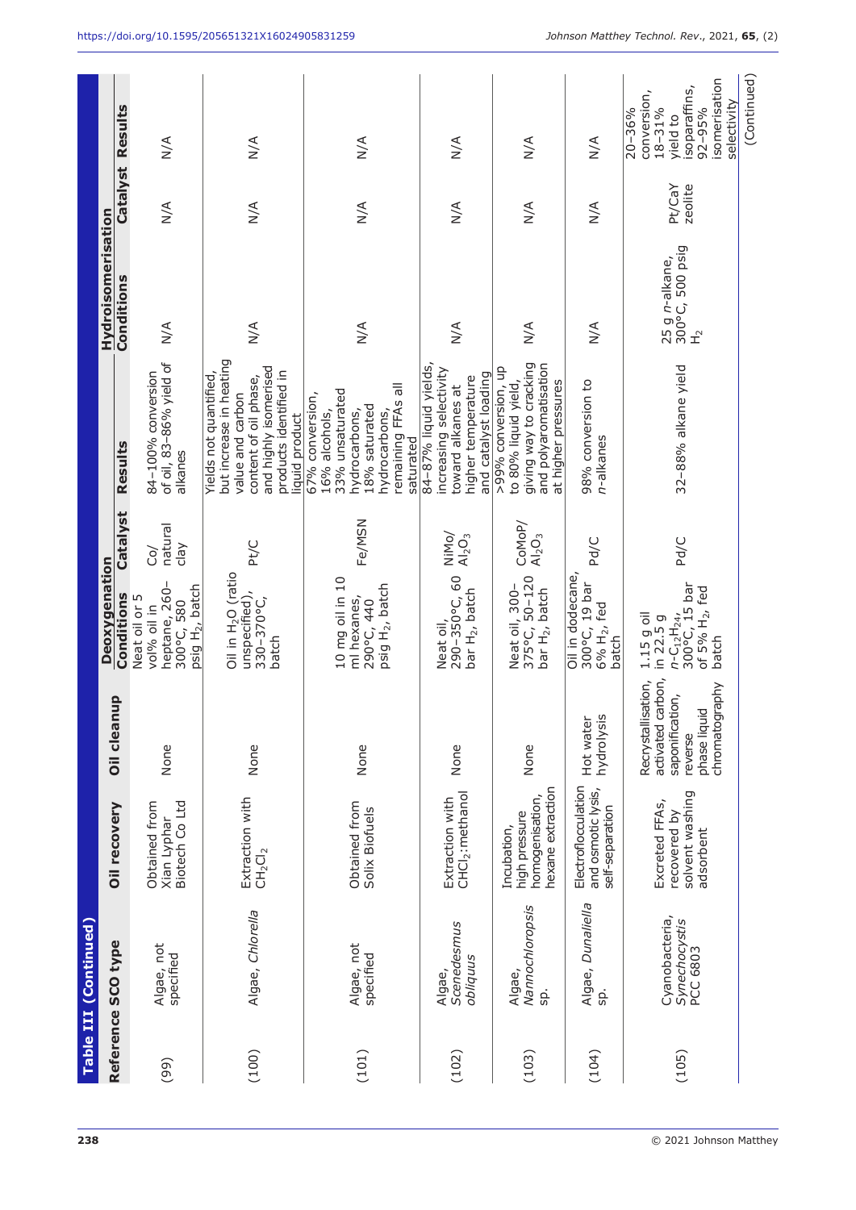**Table III (Continued)**

| Reference | SCO type | Oil recovery | Oil cleanup | Deoxygenation | | | Hydroisomerisation | | |
|---|---|---|---|---|---|---|---|---|---|
| | | | | Conditions | Catalyst | Results | Conditions | Catalyst | Results |
| (99) | Algae, not specified | Obtained from Xian Lyphar Biotech Co Ltd | None | Neat oil or 5 vol% oil in heptane, 260–300°C, 580 psig $H_2$, batch | Co/natural clay | 84–100% conversion of oil, 83–86% yield of alkanes | N/A | N/A | N/A |
| (100) | Algae, *Chlorella* | Extraction with $CH_2Cl_2$ | None | Oil in $H_2O$ (ratio unspecified), 330–370°C, batch | Pt/C | Yields not quantified, but increase in heating value and carbon content of oil phase, and highly isomerised products identified in liquid product | N/A | N/A | N/A |
| (101) | Algae, not specified | Obtained from Solix Biofuels | None | 10 mg oil in 10 ml hexanes, 290°C, 440 psig $H_2$, batch | Fe/MSN | 67% conversion, 16% alcohols, 33% unsaturated hydrocarbons, 18% saturated hydrocarbons, remaining FFAs all saturated | N/A | N/A | N/A |
| (102) | Algae, *Scenedesmus obliquus* | Extraction with $CHCl_3$:methanol | None | Neat oil, 290–350°C, 60 bar $H_2$, batch | NiMo/$Al_2O_3$ | 84–87% liquid yields, increasing selectivity toward alkanes at higher temperature and catalyst loading | N/A | N/A | N/A |
| (103) | Algae, *Nannochloropsis* sp. | Incubation, high pressure homogenisation, hexane extraction | None | Neat oil, 300–375°C, 50–120 bar $H_2$, batch | CoMoP/$Al_2O_3$ | >99% conversion, up to 80% liquid yield, giving way to cracking and polyaromatisation at higher pressures | N/A | N/A | N/A |
| (104) | Algae, *Dunaliella* sp. | Electroflocculation and osmotic lysis, self-separation | Hot water hydrolysis | Oil in dodecane, 300°C, 19 bar 6% $H_2$, fed batch | Pd/C | 98% conversion to *n*-alkanes | N/A | N/A | N/A |
| (105) | Cyanobacteria, *Synechocystis* PCC 6803 | Excreted FFAs, recovered by solvent washing adsorbent | Recrystallisation, activated carbon, saponification, reverse phase liquid chromatography | 1.15 g oil in 22.5 g *n*-$C_{12}H_{24}$, 300°C, 15 bar of 5% $H_2$, fed batch | Pd/C | 32–88% alkane yield | 25 g *n*-alkane, 300°C, 500 psig $H_2$ | Pt/CaY zeolite | 20–36% conversion, 18–31% yield to isoparaffins, 92–95% isomerisation selectivity |

(Continued)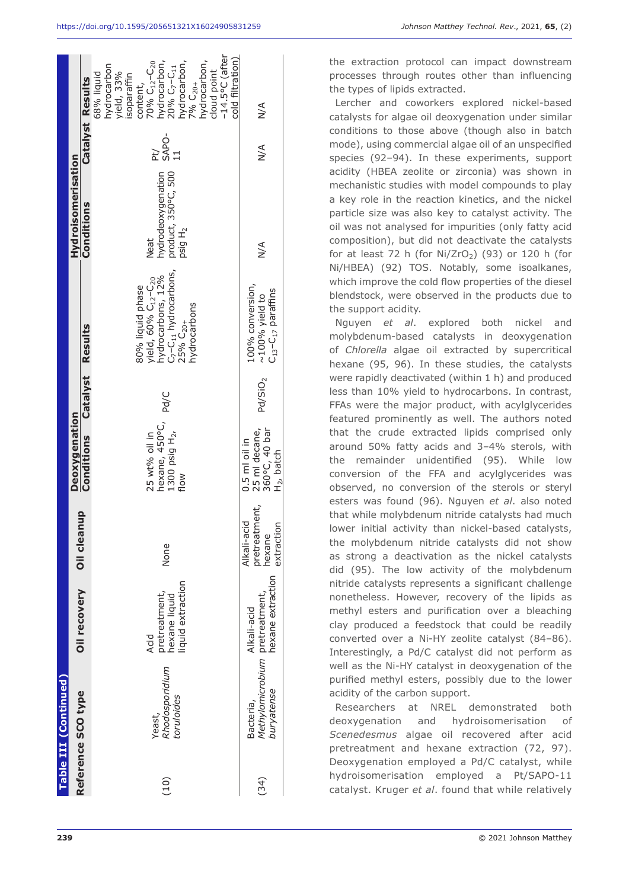**Table III (Continued)**

| Reference | SCO type | Oil recovery | Oil cleanup | Deoxygenation | | | Hydroisomerisation | | |
|---|---|---|---|---|---|---|---|---|---|
| | | | | Conditions | Catalyst | Results | Conditions | Catalyst | Results |
| (10) | Yeast, *Rhodosporidium toruloides* | Acid pretreatment, hexane liquid liquid extraction | None | 25 wt% oil in hexane, 450°C, 1300 psig $H_2$, flow | Pd/C | 80% liquid phase yield, 60% $C_{12}$–$C_{20}$ hydrocarbons, 12% $C_7$–$C_{11}$ hydrocarbons, 25% $C_{20+}$ hydrocarbons | Neat hydrodeoxygenation product, 350°C, 500 psig $H_2$ | Pt/SAPO-11 | 68% liquid hydrocarbon yield, 33% isoparaffin content, 70% $C_{12}$–$C_{20}$ hydrocarbon, 20% $C_7$–$C_{11}$ hydrocarbon, 7% $C_{20+}$ hydrocarbon, cloud point −14.5°C (after cold filtration) |
| (34) | Bacteria, *Methylomicrobium buryatense* | Alkali-acid pretreatment, hexane extraction | Alkali-acid pretreatment, hexane extraction | 0.5 ml oil in 25 ml decane, 360°C, 40 bar $H_2$, batch | $Pd/SiO_2$ | 100% conversion, ~100% yield to $C_{13}$–$C_{17}$ paraffins | N/A | N/A | N/A |

the extraction protocol can impact downstream processes through routes other than influencing the types of lipids extracted.

Lercher and coworkers explored nickel-based catalysts for algae oil deoxygenation under similar conditions to those above (though also in batch mode), using commercial algae oil of an unspecified species (92–94). In these experiments, support acidity (HBEA zeolite or zirconia) was shown in mechanistic studies with model compounds to play a key role in the reaction kinetics, and the nickel particle size was also key to catalyst activity. The oil was not analysed for impurities (only fatty acid composition), but did not deactivate the catalysts for at least 72 h (for $Ni/ZrO_2$) (93) or 120 h (for Ni/HBEA) (92) TOS. Notably, some isoalkanes, which improve the cold flow properties of the diesel blendstock, were observed in the products due to the support acidity.

Nguyen *et al*. explored both nickel and molybdenum-based catalysts in deoxygenation of *Chlorella* algae oil extracted by supercritical hexane (95, 96). In these studies, the catalysts were rapidly deactivated (within 1 h) and produced less than 10% yield to hydrocarbons. In contrast, FFAs were the major product, with acylglycerides featured prominently as well. The authors noted that the crude extracted lipids comprised only around 50% fatty acids and 3–4% sterols, with the remainder unidentified (95). While low conversion of the FFA and acylglycerides was observed, no conversion of the sterols or steryl esters was found (96). Nguyen *et al*. also noted that while molybdenum nitride catalysts had much lower initial activity than nickel-based catalysts, the molybdenum nitride catalysts did not show as strong a deactivation as the nickel catalysts did (95). The low activity of the molybdenum nitride catalysts represents a significant challenge nonetheless. However, recovery of the lipids as methyl esters and purification over a bleaching clay produced a feedstock that could be readily converted over a Ni-HY zeolite catalyst (84–86). Interestingly, a Pd/C catalyst did not perform as well as the Ni-HY catalyst in deoxygenation of the purified methyl esters, possibly due to the lower acidity of the carbon support.

Researchers at NREL demonstrated both deoxygenation and hydroisomerisation of *Scenedesmus* algae oil recovered after acid pretreatment and hexane extraction (72, 97). Deoxygenation employed a Pd/C catalyst, while hydroisomerisation employed a Pt/SAPO-11 catalyst. Kruger *et al*. found that while relatively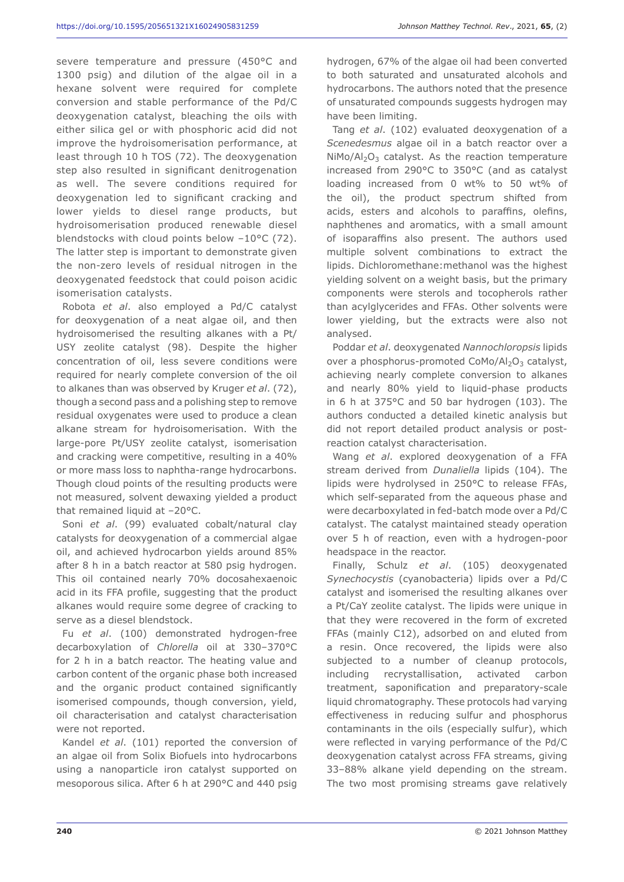severe temperature and pressure (450°C and 1300 psig) and dilution of the algae oil in a hexane solvent were required for complete conversion and stable performance of the Pd/C deoxygenation catalyst, bleaching the oils with either silica gel or with phosphoric acid did not improve the hydroisomerisation performance, at least through 10 h TOS (72). The deoxygenation step also resulted in significant denitrogenation as well. The severe conditions required for deoxygenation led to significant cracking and lower yields to diesel range products, but hydroisomerisation produced renewable diesel blendstocks with cloud points below –10°C (72). The latter step is important to demonstrate given the non-zero levels of residual nitrogen in the deoxygenated feedstock that could poison acidic isomerisation catalysts.

Robota *et al*. also employed a Pd/C catalyst for deoxygenation of a neat algae oil, and then hydroisomerised the resulting alkanes with a Pt/USY zeolite catalyst (98). Despite the higher concentration of oil, less severe conditions were required for nearly complete conversion of the oil to alkanes than was observed by Kruger *et al*. (72), though a second pass and a polishing step to remove residual oxygenates were used to produce a clean alkane stream for hydroisomerisation. With the large-pore Pt/USY zeolite catalyst, isomerisation and cracking were competitive, resulting in a 40% or more mass loss to naphtha-range hydrocarbons. Though cloud points of the resulting products were not measured, solvent dewaxing yielded a product that remained liquid at –20°C.

Soni *et al*. (99) evaluated cobalt/natural clay catalysts for deoxygenation of a commercial algae oil, and achieved hydrocarbon yields around 85% after 8 h in a batch reactor at 580 psig hydrogen. This oil contained nearly 70% docosahexaenoic acid in its FFA profile, suggesting that the product alkanes would require some degree of cracking to serve as a diesel blendstock.

Fu *et al*. (100) demonstrated hydrogen-free decarboxylation of *Chlorella* oil at 330–370°C for 2 h in a batch reactor. The heating value and carbon content of the organic phase both increased and the organic product contained significantly isomerised compounds, though conversion, yield, oil characterisation and catalyst characterisation were not reported.

Kandel *et al*. (101) reported the conversion of an algae oil from Solix Biofuels into hydrocarbons using a nanoparticle iron catalyst supported on mesoporous silica. After 6 h at 290°C and 440 psig hydrogen, 67% of the algae oil had been converted to both saturated and unsaturated alcohols and hydrocarbons. The authors noted that the presence of unsaturated compounds suggests hydrogen may have been limiting.

Tang *et al*. (102) evaluated deoxygenation of a *Scenedesmus* algae oil in a batch reactor over a $NiMo/Al_2O_3$ catalyst. As the reaction temperature increased from 290°C to 350°C (and as catalyst loading increased from 0 wt% to 50 wt% of the oil), the product spectrum shifted from acids, esters and alcohols to paraffins, olefins, naphthenes and aromatics, with a small amount of isoparaffins also present. The authors used multiple solvent combinations to extract the lipids. Dichloromethane:methanol was the highest yielding solvent on a weight basis, but the primary components were sterols and tocopherols rather than acylglycerides and FFAs. Other solvents were lower yielding, but the extracts were also not analysed.

Poddar *et al*. deoxygenated *Nannochloropsis* lipids over a phosphorus-promoted $CoMo/Al_2O_3$ catalyst, achieving nearly complete conversion to alkanes and nearly 80% yield to liquid-phase products in 6 h at 375°C and 50 bar hydrogen (103). The authors conducted a detailed kinetic analysis but did not report detailed product analysis or post-reaction catalyst characterisation.

Wang *et al*. explored deoxygenation of a FFA stream derived from *Dunaliella* lipids (104). The lipids were hydrolysed in 250°C to release FFAs, which self-separated from the aqueous phase and were decarboxylated in fed-batch mode over a Pd/C catalyst. The catalyst maintained steady operation over 5 h of reaction, even with a hydrogen-poor headspace in the reactor.

Finally, Schulz *et al*. (105) deoxygenated *Synechocystis* (cyanobacteria) lipids over a Pd/C catalyst and isomerised the resulting alkanes over a Pt/CaY zeolite catalyst. The lipids were unique in that they were recovered in the form of excreted FFAs (mainly C12), adsorbed on and eluted from a resin. Once recovered, the lipids were also subjected to a number of cleanup protocols, including recrystallisation, activated carbon treatment, saponification and preparatory-scale liquid chromatography. These protocols had varying effectiveness in reducing sulfur and phosphorus contaminants in the oils (especially sulfur), which were reflected in varying performance of the Pd/C deoxygenation catalyst across FFA streams, giving 33–88% alkane yield depending on the stream. The two most promising streams gave relatively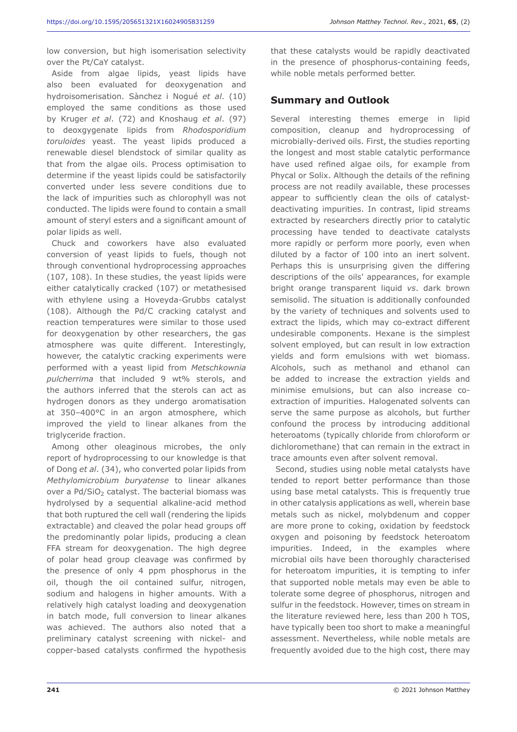low conversion, but high isomerisation selectivity over the Pt/CaY catalyst.

Aside from algae lipids, yeast lipids have also been evaluated for deoxygenation and hydroisomerisation. Sànchez i Nogué *et al*. (10) employed the same conditions as those used by Kruger *et al*. (72) and Knoshaug *et al*. (97) to deoxgygenate lipids from *Rhodosporidium toruloides* yeast. The yeast lipids produced a renewable diesel blendstock of similar quality as that from the algae oils. Process optimisation to determine if the yeast lipids could be satisfactorily converted under less severe conditions due to the lack of impurities such as chlorophyll was not conducted. The lipids were found to contain a small amount of steryl esters and a significant amount of polar lipids as well.

Chuck and coworkers have also evaluated conversion of yeast lipids to fuels, though not through conventional hydroprocessing approaches (107, 108). In these studies, the yeast lipids were either catalytically cracked (107) or metathesised with ethylene using a Hoveyda-Grubbs catalyst (108). Although the Pd/C cracking catalyst and reaction temperatures were similar to those used for deoxygenation by other researchers, the gas atmosphere was quite different. Interestingly, however, the catalytic cracking experiments were performed with a yeast lipid from *Metschkownia pulcherrima* that included 9 wt% sterols, and the authors inferred that the sterols can act as hydrogen donors as they undergo aromatisation at 350–400°C in an argon atmosphere, which improved the yield to linear alkanes from the triglyceride fraction.

Among other oleaginous microbes, the only report of hydroprocessing to our knowledge is that of Dong *et al*. (34), who converted polar lipids from *Methylomicrobium buryatense* to linear alkanes over a Pd/$SiO_2$ catalyst. The bacterial biomass was hydrolysed by a sequential alkaline-acid method that both ruptured the cell wall (rendering the lipids extractable) and cleaved the polar head groups off the predominantly polar lipids, producing a clean FFA stream for deoxygenation. The high degree of polar head group cleavage was confirmed by the presence of only 4 ppm phosphorus in the oil, though the oil contained sulfur, nitrogen, sodium and halogens in higher amounts. With a relatively high catalyst loading and deoxygenation in batch mode, full conversion to linear alkanes was achieved. The authors also noted that a preliminary catalyst screening with nickel- and copper-based catalysts confirmed the hypothesis that these catalysts would be rapidly deactivated in the presence of phosphorus-containing feeds, while noble metals performed better.

## Summary and Outlook

Several interesting themes emerge in lipid composition, cleanup and hydroprocessing of microbially-derived oils. First, the studies reporting the longest and most stable catalytic performance have used refined algae oils, for example from Phycal or Solix. Although the details of the refining process are not readily available, these processes appear to sufficiently clean the oils of catalyst-deactivating impurities. In contrast, lipid streams extracted by researchers directly prior to catalytic processing have tended to deactivate catalysts more rapidly or perform more poorly, even when diluted by a factor of 100 into an inert solvent. Perhaps this is unsurprising given the differing descriptions of the oils' appearances, for example bright orange transparent liquid *vs*. dark brown semisolid. The situation is additionally confounded by the variety of techniques and solvents used to extract the lipids, which may co-extract different undesirable components. Hexane is the simplest solvent employed, but can result in low extraction yields and form emulsions with wet biomass. Alcohols, such as methanol and ethanol can be added to increase the extraction yields and minimise emulsions, but can also increase co-extraction of impurities. Halogenated solvents can serve the same purpose as alcohols, but further confound the process by introducing additional heteroatoms (typically chloride from chloroform or dichloromethane) that can remain in the extract in trace amounts even after solvent removal.

Second, studies using noble metal catalysts have tended to report better performance than those using base metal catalysts. This is frequently true in other catalysis applications as well, wherein base metals such as nickel, molybdenum and copper are more prone to coking, oxidation by feedstock oxygen and poisoning by feedstock heteroatom impurities. Indeed, in the examples where microbial oils have been thoroughly characterised for heteroatom impurities, it is tempting to infer that supported noble metals may even be able to tolerate some degree of phosphorus, nitrogen and sulfur in the feedstock. However, times on stream in the literature reviewed here, less than 200 h TOS, have typically been too short to make a meaningful assessment. Nevertheless, while noble metals are frequently avoided due to the high cost, there may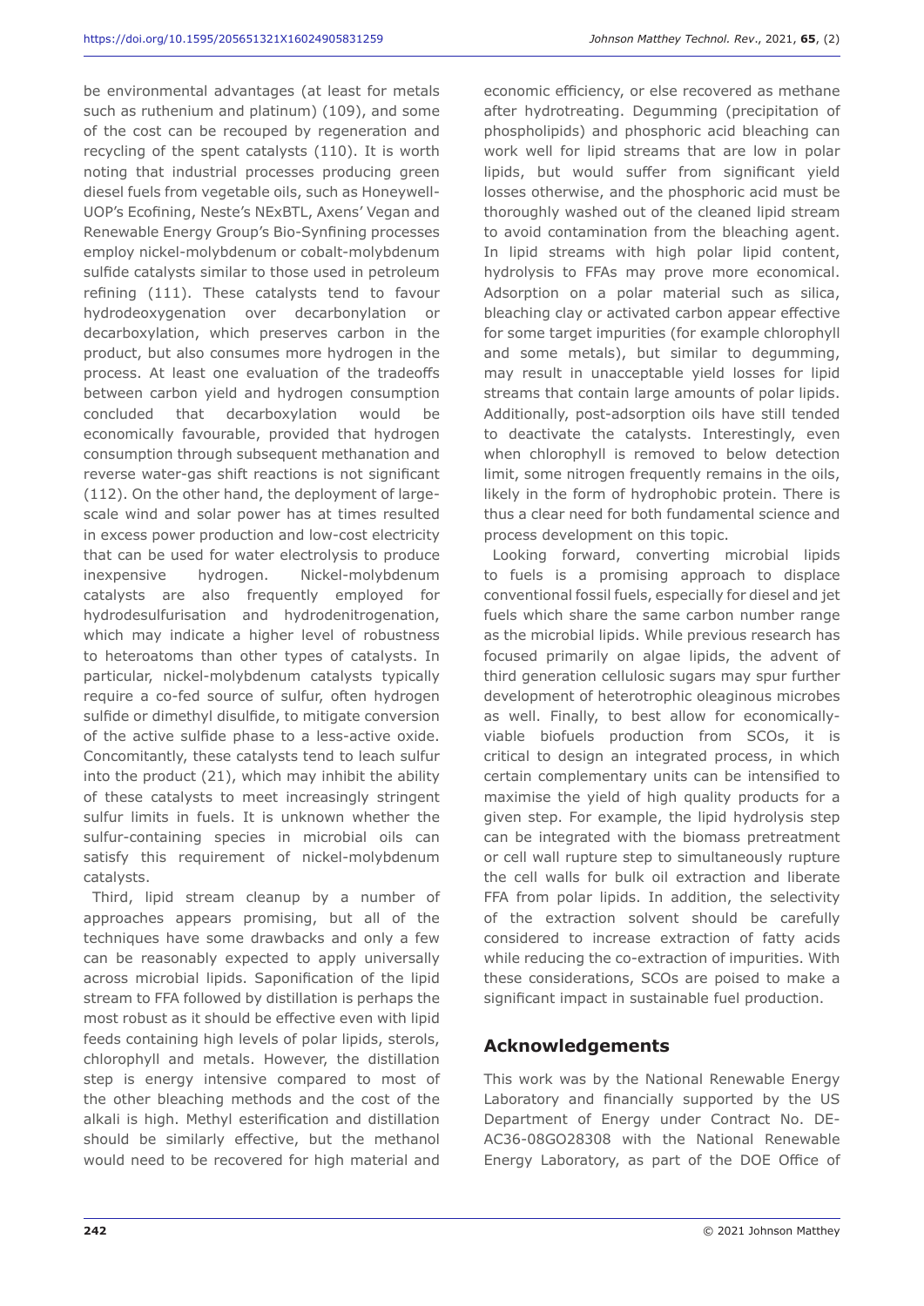be environmental advantages (at least for metals such as ruthenium and platinum) (109), and some of the cost can be recouped by regeneration and recycling of the spent catalysts (110). It is worth noting that industrial processes producing green diesel fuels from vegetable oils, such as Honeywell-UOP's Ecofining, Neste's NExBTL, Axens' Vegan and Renewable Energy Group's Bio-Synfining processes employ nickel-molybdenum or cobalt-molybdenum sulfide catalysts similar to those used in petroleum refining (111). These catalysts tend to favour hydrodeoxygenation over decarbonylation or decarboxylation, which preserves carbon in the product, but also consumes more hydrogen in the process. At least one evaluation of the tradeoffs between carbon yield and hydrogen consumption concluded that decarboxylation would be economically favourable, provided that hydrogen consumption through subsequent methanation and reverse water-gas shift reactions is not significant (112). On the other hand, the deployment of large-scale wind and solar power has at times resulted in excess power production and low-cost electricity that can be used for water electrolysis to produce inexpensive hydrogen. Nickel-molybdenum catalysts are also frequently employed for hydrodesulfurisation and hydrodenitrogenation, which may indicate a higher level of robustness to heteroatoms than other types of catalysts. In particular, nickel-molybdenum catalysts typically require a co-fed source of sulfur, often hydrogen sulfide or dimethyl disulfide, to mitigate conversion of the active sulfide phase to a less-active oxide. Concomitantly, these catalysts tend to leach sulfur into the product (21), which may inhibit the ability of these catalysts to meet increasingly stringent sulfur limits in fuels. It is unknown whether the sulfur-containing species in microbial oils can satisfy this requirement of nickel-molybdenum catalysts.

Third, lipid stream cleanup by a number of approaches appears promising, but all of the techniques have some drawbacks and only a few can be reasonably expected to apply universally across microbial lipids. Saponification of the lipid stream to FFA followed by distillation is perhaps the most robust as it should be effective even with lipid feeds containing high levels of polar lipids, sterols, chlorophyll and metals. However, the distillation step is energy intensive compared to most of the other bleaching methods and the cost of the alkali is high. Methyl esterification and distillation should be similarly effective, but the methanol would need to be recovered for high material and economic efficiency, or else recovered as methane after hydrotreating. Degumming (precipitation of phospholipids) and phosphoric acid bleaching can work well for lipid streams that are low in polar lipids, but would suffer from significant yield losses otherwise, and the phosphoric acid must be thoroughly washed out of the cleaned lipid stream to avoid contamination from the bleaching agent. In lipid streams with high polar lipid content, hydrolysis to FFAs may prove more economical. Adsorption on a polar material such as silica, bleaching clay or activated carbon appear effective for some target impurities (for example chlorophyll and some metals), but similar to degumming, may result in unacceptable yield losses for lipid streams that contain large amounts of polar lipids. Additionally, post-adsorption oils have still tended to deactivate the catalysts. Interestingly, even when chlorophyll is removed to below detection limit, some nitrogen frequently remains in the oils, likely in the form of hydrophobic protein. There is thus a clear need for both fundamental science and process development on this topic.

Looking forward, converting microbial lipids to fuels is a promising approach to displace conventional fossil fuels, especially for diesel and jet fuels which share the same carbon number range as the microbial lipids. While previous research has focused primarily on algae lipids, the advent of third generation cellulosic sugars may spur further development of heterotrophic oleaginous microbes as well. Finally, to best allow for economically-viable biofuels production from SCOs, it is critical to design an integrated process, in which certain complementary units can be intensified to maximise the yield of high quality products for a given step. For example, the lipid hydrolysis step can be integrated with the biomass pretreatment or cell wall rupture step to simultaneously rupture the cell walls for bulk oil extraction and liberate FFA from polar lipids. In addition, the selectivity of the extraction solvent should be carefully considered to increase extraction of fatty acids while reducing the co-extraction of impurities. With these considerations, SCOs are poised to make a significant impact in sustainable fuel production.

## Acknowledgements

This work was by the National Renewable Energy Laboratory and financially supported by the US Department of Energy under Contract No. DE-AC36-08GO28308 with the National Renewable Energy Laboratory, as part of the DOE Office of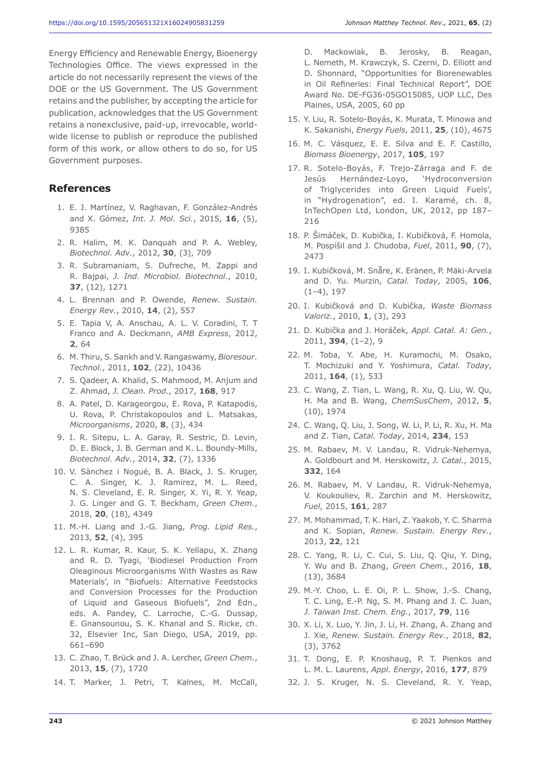Energy Efficiency and Renewable Energy, Bioenergy Technologies Office. The views expressed in the article do not necessarily represent the views of the DOE or the US Government. The US Government retains and the publisher, by accepting the article for publication, acknowledges that the US Government retains a nonexclusive, paid-up, irrevocable, world-wide license to publish or reproduce the published form of this work, or allow others to do so, for US Government purposes.

## References

1. E. J. Martínez, V. Raghavan, F. González-Andrés and X. Gómez, *Int. J. Mol. Sci.*, 2015, **16**, (5), 9385
2. R. Halim, M. K. Danquah and P. A. Webley, *Biotechnol. Adv.*, 2012, **30**, (3), 709
3. R. Subramaniam, S. Dufreche, M. Zappi and R. Bajpai, *J. Ind. Microbiol. Biotechnol.*, 2010, **37**, (12), 1271
4. L. Brennan and P. Owende, *Renew. Sustain. Energy Rev.*, 2010, **14**, (2), 557
5. E. Tapia V, A. Anschau, A. L. V. Coradini, T. T Franco and A. Deckmann, *AMB Express*, 2012, **2**, 64
6. M. Thiru, S. Sankh and V. Rangaswamy, *Bioresour. Technol.*, 2011, **102**, (22), 10436
7. S. Qadeer, A. Khalid, S. Mahmood, M. Anjum and Z. Ahmad, *J. Clean. Prod.*, 2017, **168**, 917
8. A. Patel, D. Karageorgou, E. Rova, P. Katapodis, U. Rova, P. Christakopoulos and L. Matsakas, *Microorganisms*, 2020, **8**, (3), 434
9. I. R. Sitepu, L. A. Garay, R. Sestric, D. Levin, D. E. Block, J. B. German and K. L. Boundy-Mills, *Biotechnol. Adv.*, 2014, **32**, (7), 1336
10. V. Sànchez i Nogué, B. A. Black, J. S. Kruger, C. A. Singer, K. J. Ramirez, M. L. Reed, N. S. Cleveland, E. R. Singer, X. Yi, R. Y. Yeap, J. G. Linger and G. T. Beckham, *Green Chem.*, 2018, **20**, (18), 4349
11. M.-H. Liang and J.-G. Jiang, *Prog. Lipid Res.*, 2013, **52**, (4), 395
12. L. R. Kumar, R. Kaur, S. K. Yellapu, X. Zhang and R. D. Tyagi, 'Biodiesel Production From Oleaginous Microorganisms With Wastes as Raw Materials', in "Biofuels: Alternative Feedstocks and Conversion Processes for the Production of Liquid and Gaseous Biofuels", 2nd Edn., eds. A. Pandey, C. Larroche, C.-G. Dussap, E. Gnansounou, S. K. Khanal and S. Ricke, ch. 32, Elsevier Inc, San Diego, USA, 2019, pp. 661–690
13. C. Zhao, T. Brück and J. A. Lercher, *Green Chem.*, 2013, **15**, (7), 1720
14. T. Marker, J. Petri, T. Kalnes, M. McCall, D. Mackowiak, B. Jerosky, B. Reagan, L. Nemeth, M. Krawczyk, S. Czerni, D. Elliott and D. Shonnard, "Opportunities for Biorenewables in Oil Refineries: Final Technical Report", DOE Award No. DE-FG36-05GO15085, UOP LLC, Des Plaines, USA, 2005, 60 pp
15. Y. Liu, R. Sotelo-Boyás, K. Murata, T. Minowa and K. Sakanishi, *Energy Fuels*, 2011, **25**, (10), 4675
16. M. C. Vásquez, E. E. Silva and E. F. Castillo, *Biomass Bioenergy*, 2017, **105**, 197
17. R. Sotelo-Boyás, F. Trejo-Zárraga and F. de Jesús Hernández-Loyo, 'Hydroconversion of Triglycerides into Green Liquid Fuels', in "Hydrogenation", ed. I. Karamé, ch. 8, InTechOpen Ltd, London, UK, 2012, pp 187–216
18. P. Šimáček, D. Kubička, I. Kubičková, F. Homola, M. Pospíšil and J. Chudoba, *Fuel*, 2011, **90**, (7), 2473
19. I. Kubičková, M. Snåre, K. Eränen, P. Mäki-Arvela and D. Yu. Murzin, *Catal. Today*, 2005, **106**, (1–4), 197
20. I. Kubičková and D. Kubička, *Waste Biomass Valoriz.*, 2010, **1**, (3), 293
21. D. Kubička and J. Horáček, *Appl. Catal. A: Gen.*, 2011, **394**, (1–2), 9
22. M. Toba, Y. Abe, H. Kuramochi, M. Osako, T. Mochizuki and Y. Yoshimura, *Catal. Today*, 2011, **164**, (1), 533
23. C. Wang, Z. Tian, L. Wang, R. Xu, Q. Liu, W. Qu, H. Ma and B. Wang, *ChemSusChem*, 2012, **5**, (10), 1974
24. C. Wang, Q. Liu, J. Song, W. Li, P. Li, R. Xu, H. Ma and Z. Tian, *Catal. Today*, 2014, **234**, 153
25. M. Rabaev, M. V. Landau, R. Vidruk-Nehemya, A. Goldbourt and M. Herskowitz, *J. Catal.*, 2015, **332**, 164
26. M. Rabaev, M. V Landau, R. Vidruk-Nehemya, V. Koukouliev, R. Zarchin and M. Herskowitz, *Fuel*, 2015, **161**, 287
27. M. Mohammad, T. K. Hari, Z. Yaakob, Y. C. Sharma and K. Sopian, *Renew. Sustain. Energy Rev.*, 2013, **22**, 121
28. C. Yang, R. Li, C. Cui, S. Liu, Q. Qiu, Y. Ding, Y. Wu and B. Zhang, *Green Chem.*, 2016, **18**, (13), 3684
29. M.-Y. Choo, L. E. Oi, P. L. Show, J.-S. Chang, T. C. Ling, E.-P. Ng, S. M. Phang and J. C. Juan, *J. Taiwan Inst. Chem. Eng.*, 2017, **79**, 116
30. X. Li, X. Luo, Y. Jin, J. Li, H. Zhang, A. Zhang and J. Xie, *Renew. Sustain. Energy Rev.*, 2018, **82**, (3), 3762
31. T. Dong, E. P. Knoshaug, P. T. Pienkos and L. M. L. Laurens, *Appl. Energy*, 2016, **177**, 879
32. J. S. Kruger, N. S. Cleveland, R. Y. Yeap,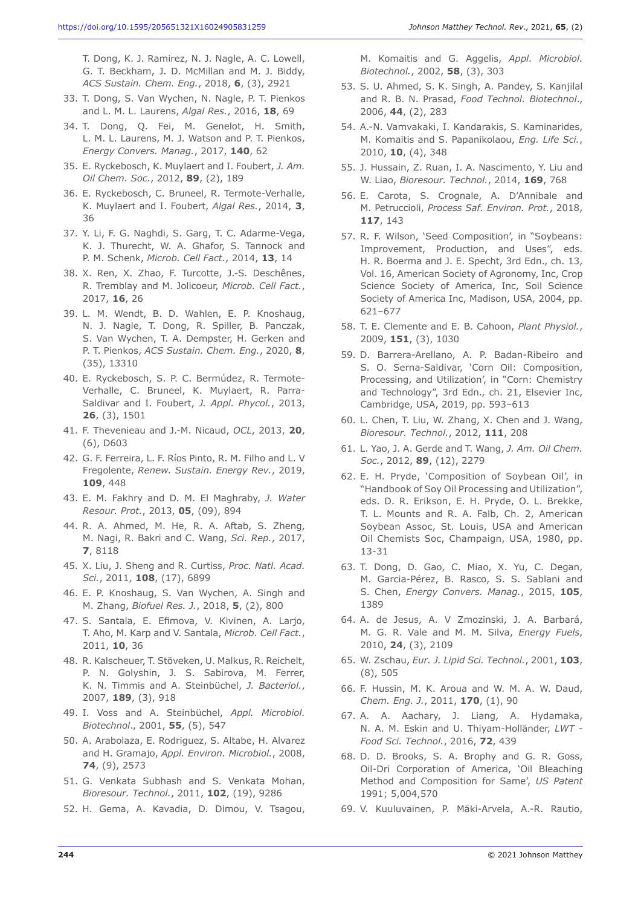T. Dong, K. J. Ramirez, N. J. Nagle, A. C. Lowell, G. T. Beckham, J. D. McMillan and M. J. Biddy, *ACS Sustain. Chem. Eng.*, 2018, **6**, (3), 2921

33. T. Dong, S. Van Wychen, N. Nagle, P. T. Pienkos and L. M. L. Laurens, *Algal Res.*, 2016, **18**, 69

34. T. Dong, Q. Fei, M. Genelot, H. Smith, L. M. L. Laurens, M. J. Watson and P. T. Pienkos, *Energy Convers. Manag.*, 2017, **140**, 62

35. E. Ryckebosch, K. Muylaert and I. Foubert, *J. Am. Oil Chem. Soc.*, 2012, **89**, (2), 189

36. E. Ryckebosch, C. Bruneel, R. Termote-Verhalle, K. Muylaert and I. Foubert, *Algal Res.*, 2014, **3**, 36

37. Y. Li, F. G. Naghdi, S. Garg, T. C. Adarme-Vega, K. J. Thurecht, W. A. Ghafor, S. Tannock and P. M. Schenk, *Microb. Cell Fact.*, 2014, **13**, 14

38. X. Ren, X. Zhao, F. Turcotte, J.-S. Deschênes, R. Tremblay and M. Jolicoeur, *Microb. Cell Fact.*, 2017, **16**, 26

39. L. M. Wendt, B. D. Wahlen, E. P. Knoshaug, N. J. Nagle, T. Dong, R. Spiller, B. Panczak, S. Van Wychen, T. A. Dempster, H. Gerken and P. T. Pienkos, *ACS Sustain. Chem. Eng.*, 2020, **8**, (35), 13310

40. E. Ryckebosch, S. P. C. Bermúdez, R. Termote-Verhalle, C. Bruneel, K. Muylaert, R. Parra-Saldivar and I. Foubert, *J. Appl. Phycol.*, 2013, **26**, (3), 1501

41. F. Thevenieau and J.-M. Nicaud, *OCL*, 2013, **20**, (6), D603

42. G. F. Ferreira, L. F. Ríos Pinto, R. M. Filho and L. V Fregolente, *Renew. Sustain. Energy Rev.*, 2019, **109**, 448

43. E. M. Fakhry and D. M. El Maghraby, *J. Water Resour. Prot.*, 2013, **05**, (09), 894

44. R. A. Ahmed, M. He, R. A. Aftab, S. Zheng, M. Nagi, R. Bakri and C. Wang, *Sci. Rep.*, 2017, **7**, 8118

45. X. Liu, J. Sheng and R. Curtiss, *Proc. Natl. Acad. Sci.*, 2011, **108**, (17), 6899

46. E. P. Knoshaug, S. Van Wychen, A. Singh and M. Zhang, *Biofuel Res. J.*, 2018, **5**, (2), 800

47. S. Santala, E. Efimova, V. Kivinen, A. Larjo, T. Aho, M. Karp and V. Santala, *Microb. Cell Fact.*, 2011, **10**, 36

48. R. Kalscheuer, T. Stöveken, U. Malkus, R. Reichelt, P. N. Golyshin, J. S. Sabirova, M. Ferrer, K. N. Timmis and A. Steinbüchel, *J. Bacteriol.*, 2007, **189**, (3), 918

49. I. Voss and A. Steinbüchel, *Appl. Microbiol. Biotechnol*., 2001, **55**, (5), 547

50. A. Arabolaza, E. Rodriguez, S. Altabe, H. Alvarez and H. Gramajo, *Appl. Environ. Microbiol.*, 2008, **74**, (9), 2573

51. G. Venkata Subhash and S. Venkata Mohan, *Bioresour. Technol.*, 2011, **102**, (19), 9286

52. H. Gema, A. Kavadia, D. Dimou, V. Tsagou, M. Komaitis and G. Aggelis, *Appl. Microbiol. Biotechnol.*, 2002, **58**, (3), 303

53. S. U. Ahmed, S. K. Singh, A. Pandey, S. Kanjilal and R. B. N. Prasad, *Food Technol. Biotechnol*., 2006, **44**, (2), 283

54. A.-N. Vamvakaki, I. Kandarakis, S. Kaminarides, M. Komaitis and S. Papanikolaou, *Eng. Life Sci.*, 2010, **10**, (4), 348

55. J. Hussain, Z. Ruan, I. A. Nascimento, Y. Liu and W. Liao, *Bioresour. Technol.*, 2014, **169**, 768

56. E. Carota, S. Crognale, A. D'Annibale and M. Petruccioli, *Process Saf. Environ. Prot.*, 2018, **117**, 143

57. R. F. Wilson, 'Seed Composition', in "Soybeans: Improvement, Production, and Uses", eds. H. R. Boerma and J. E. Specht, 3rd Edn., ch. 13, Vol. 16, American Society of Agronomy, Inc, Crop Science Society of America, Inc, Soil Science Society of America Inc, Madison, USA, 2004, pp. 621–677

58. T. E. Clemente and E. B. Cahoon, *Plant Physiol.*, 2009, **151**, (3), 1030

59. D. Barrera-Arellano, A. P. Badan-Ribeiro and S. O. Serna-Saldivar, 'Corn Oil: Composition, Processing, and Utilization', in "Corn: Chemistry and Technology", 3rd Edn., ch. 21, Elsevier Inc, Cambridge, USA, 2019, pp. 593–613

60. L. Chen, T. Liu, W. Zhang, X. Chen and J. Wang, *Bioresour. Technol.*, 2012, **111**, 208

61. L. Yao, J. A. Gerde and T. Wang, *J. Am. Oil Chem. Soc.*, 2012, **89**, (12), 2279

62. E. H. Pryde, 'Composition of Soybean Oil', in "Handbook of Soy Oil Processing and Utilization", eds. D. R. Erikson, E. H. Pryde, O. L. Brekke, T. L. Mounts and R. A. Falb, Ch. 2, American Soybean Assoc, St. Louis, USA and American Oil Chemists Soc, Champaign, USA, 1980, pp. 13-31

63. T. Dong, D. Gao, C. Miao, X. Yu, C. Degan, M. Garcia-Pérez, B. Rasco, S. S. Sablani and S. Chen, *Energy Convers. Manag.*, 2015, **105**, 1389

64. A. de Jesus, A. V Zmozinski, J. A. Barbará, M. G. R. Vale and M. M. Silva, *Energy Fuels*, 2010, **24**, (3), 2109

65. W. Zschau, *Eur. J. Lipid Sci. Technol.*, 2001, **103**, (8), 505

66. F. Hussin, M. K. Aroua and W. M. A. W. Daud, *Chem. Eng. J.*, 2011, **170**, (1), 90

67. A. Aachary, J. Liang, A. Hydamaka, N. A. M. Eskin and U. Thiyam-Holländer, *LWT - Food Sci. Technol.*, 2016, **72**, 439

68. D. D. Brooks, S. A. Brophy and G. R. Goss, Oil-Dri Corporation of America, 'Oil Bleaching Method and Composition for Same', *US Patent* 1991; 5,004,570

69. V. Kuuluvainen, P. Mäki-Arvela, A.-R. Rautio,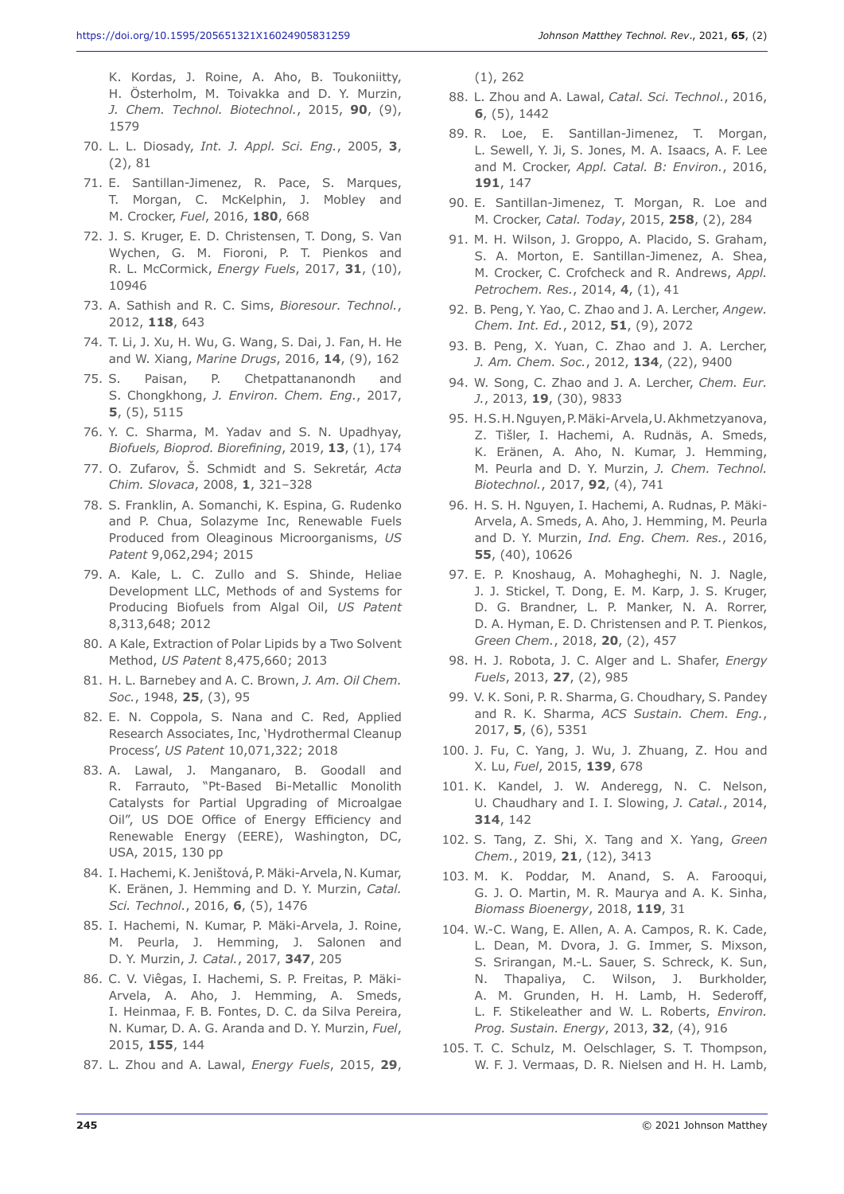K. Kordas, J. Roine, A. Aho, B. Toukoniitty, H. Österholm, M. Toivakka and D. Y. Murzin, *J. Chem. Technol. Biotechnol.*, 2015, **90**, (9), 1579

70. L. L. Diosady, *Int. J. Appl. Sci. Eng.*, 2005, **3**, (2), 81
71. E. Santillan-Jimenez, R. Pace, S. Marques, T. Morgan, C. McKelphin, J. Mobley and M. Crocker, *Fuel*, 2016, **180**, 668
72. J. S. Kruger, E. D. Christensen, T. Dong, S. Van Wychen, G. M. Fioroni, P. T. Pienkos and R. L. McCormick, *Energy Fuels*, 2017, **31**, (10), 10946
73. A. Sathish and R. C. Sims, *Bioresour. Technol.*, 2012, **118**, 643
74. T. Li, J. Xu, H. Wu, G. Wang, S. Dai, J. Fan, H. He and W. Xiang, *Marine Drugs*, 2016, **14**, (9), 162
75. S. Paisan, P. Chetpattananondh and S. Chongkhong, *J. Environ. Chem. Eng.*, 2017, **5**, (5), 5115
76. Y. C. Sharma, M. Yadav and S. N. Upadhyay, *Biofuels, Bioprod. Biorefining*, 2019, **13**, (1), 174
77. O. Zufarov, Š. Schmidt and S. Sekretár, *Acta Chim. Slovaca*, 2008, **1**, 321–328
78. S. Franklin, A. Somanchi, K. Espina, G. Rudenko and P. Chua, Solazyme Inc, Renewable Fuels Produced from Oleaginous Microorganisms, *US Patent* 9,062,294; 2015
79. A. Kale, L. C. Zullo and S. Shinde, Heliae Development LLC, Methods of and Systems for Producing Biofuels from Algal Oil, *US Patent* 8,313,648; 2012
80. A Kale, Extraction of Polar Lipids by a Two Solvent Method, *US Patent* 8,475,660; 2013
81. H. L. Barnebey and A. C. Brown, *J. Am. Oil Chem. Soc.*, 1948, **25**, (3), 95
82. E. N. Coppola, S. Nana and C. Red, Applied Research Associates, Inc, 'Hydrothermal Cleanup Process', *US Patent* 10,071,322; 2018
83. A. Lawal, J. Manganaro, B. Goodall and R. Farrauto, "Pt-Based Bi-Metallic Monolith Catalysts for Partial Upgrading of Microalgae Oil", US DOE Office of Energy Efficiency and Renewable Energy (EERE), Washington, DC, USA, 2015, 130 pp
84. I. Hachemi, K. Jeništová, P. Mäki-Arvela, N. Kumar, K. Eränen, J. Hemming and D. Y. Murzin, *Catal. Sci. Technol.*, 2016, **6**, (5), 1476
85. I. Hachemi, N. Kumar, P. Mäki-Arvela, J. Roine, M. Peurla, J. Hemming, J. Salonen and D. Y. Murzin, *J. Catal.*, 2017, **347**, 205
86. C. V. Viêgas, I. Hachemi, S. P. Freitas, P. Mäki-Arvela, A. Aho, J. Hemming, A. Smeds, I. Heinmaa, F. B. Fontes, D. C. da Silva Pereira, N. Kumar, D. A. G. Aranda and D. Y. Murzin, *Fuel*, 2015, **155**, 144
87. L. Zhou and A. Lawal, *Energy Fuels*, 2015, **29**, (1), 262
88. L. Zhou and A. Lawal, *Catal. Sci. Technol.*, 2016, **6**, (5), 1442
89. R. Loe, E. Santillan-Jimenez, T. Morgan, L. Sewell, Y. Ji, S. Jones, M. A. Isaacs, A. F. Lee and M. Crocker, *Appl. Catal. B: Environ.*, 2016, **191**, 147
90. E. Santillan-Jimenez, T. Morgan, R. Loe and M. Crocker, *Catal. Today*, 2015, **258**, (2), 284
91. M. H. Wilson, J. Groppo, A. Placido, S. Graham, S. A. Morton, E. Santillan-Jimenez, A. Shea, M. Crocker, C. Crofcheck and R. Andrews, *Appl. Petrochem. Res.*, 2014, **4**, (1), 41
92. B. Peng, Y. Yao, C. Zhao and J. A. Lercher, *Angew. Chem. Int. Ed.*, 2012, **51**, (9), 2072
93. B. Peng, X. Yuan, C. Zhao and J. A. Lercher, *J. Am. Chem. Soc.*, 2012, **134**, (22), 9400
94. W. Song, C. Zhao and J. A. Lercher, *Chem. Eur. J.*, 2013, **19**, (30), 9833
95. H. S. H. Nguyen, P. Mäki-Arvela, U. Akhmetzyanova, Z. Tišler, I. Hachemi, A. Rudnäs, A. Smeds, K. Eränen, A. Aho, N. Kumar, J. Hemming, M. Peurla and D. Y. Murzin, *J. Chem. Technol. Biotechnol.*, 2017, **92**, (4), 741
96. H. S. H. Nguyen, I. Hachemi, A. Rudnas, P. Mäki-Arvela, A. Smeds, A. Aho, J. Hemming, M. Peurla and D. Y. Murzin, *Ind. Eng. Chem. Res.*, 2016, **55**, (40), 10626
97. E. P. Knoshaug, A. Mohagheghi, N. J. Nagle, J. J. Stickel, T. Dong, E. M. Karp, J. S. Kruger, D. G. Brandner, L. P. Manker, N. A. Rorrer, D. A. Hyman, E. D. Christensen and P. T. Pienkos, *Green Chem.*, 2018, **20**, (2), 457
98. H. J. Robota, J. C. Alger and L. Shafer, *Energy Fuels*, 2013, **27**, (2), 985
99. V. K. Soni, P. R. Sharma, G. Choudhary, S. Pandey and R. K. Sharma, *ACS Sustain. Chem. Eng.*, 2017, **5**, (6), 5351
100. J. Fu, C. Yang, J. Wu, J. Zhuang, Z. Hou and X. Lu, *Fuel*, 2015, **139**, 678
101. K. Kandel, J. W. Anderegg, N. C. Nelson, U. Chaudhary and I. I. Slowing, *J. Catal.*, 2014, **314**, 142
102. S. Tang, Z. Shi, X. Tang and X. Yang, *Green Chem.*, 2019, **21**, (12), 3413
103. M. K. Poddar, M. Anand, S. A. Farooqui, G. J. O. Martin, M. R. Maurya and A. K. Sinha, *Biomass Bioenergy*, 2018, **119**, 31
104. W.-C. Wang, E. Allen, A. A. Campos, R. K. Cade, L. Dean, M. Dvora, J. G. Immer, S. Mixson, S. Srirangan, M.-L. Sauer, S. Schreck, K. Sun, N. Thapaliya, C. Wilson, J. Burkholder, A. M. Grunden, H. H. Lamb, H. Sederoff, L. F. Stikeleather and W. L. Roberts, *Environ. Prog. Sustain. Energy*, 2013, **32**, (4), 916
105. T. C. Schulz, M. Oelschlager, S. T. Thompson, W. F. J. Vermaas, D. R. Nielsen and H. H. Lamb,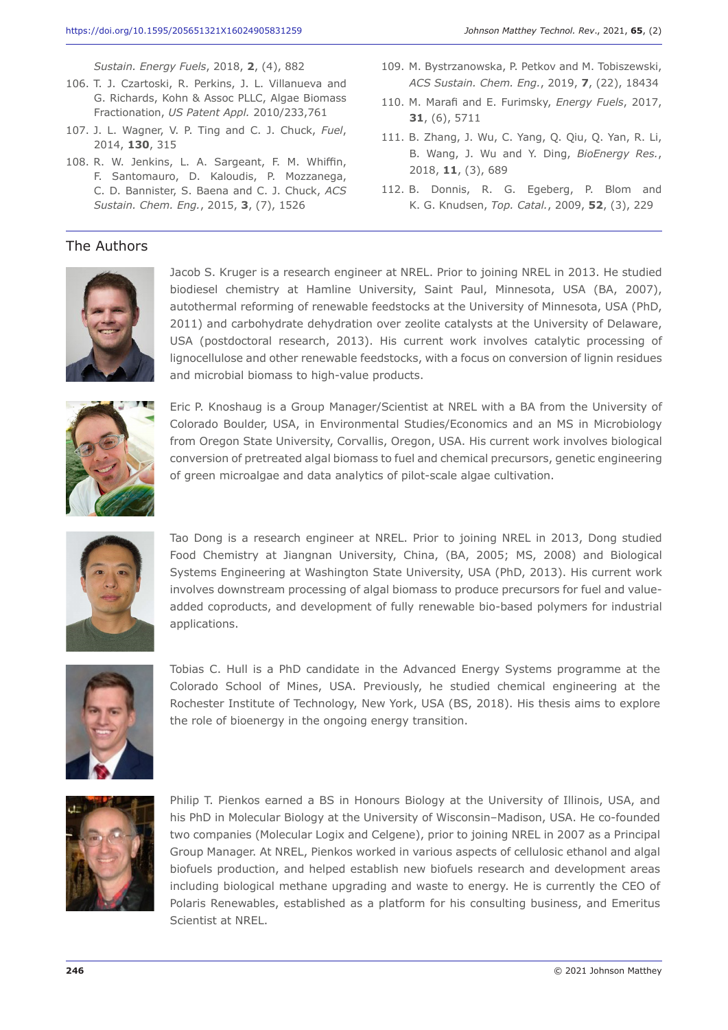Sustain. Energy Fuels*, 2018, **2**, (4), 882

106. T. J. Czartoski, R. Perkins, J. L. Villanueva and G. Richards, Kohn & Assoc PLLC, Algae Biomass Fractionation, *US Patent Appl.* 2010/233,761
107. J. L. Wagner, V. P. Ting and C. J. Chuck, *Fuel*, 2014, **130**, 315
108. R. W. Jenkins, L. A. Sargeant, F. M. Whiffin, F. Santomauro, D. Kaloudis, P. Mozzanega, C. D. Bannister, S. Baena and C. J. Chuck, *ACS Sustain. Chem. Eng.*, 2015, **3**, (7), 1526
109. M. Bystrzanowska, P. Petkov and M. Tobiszewski, *ACS Sustain. Chem. Eng.*, 2019, **7**, (22), 18434
110. M. Marafi and E. Furimsky, *Energy Fuels*, 2017, **31**, (6), 5711
111. B. Zhang, J. Wu, C. Yang, Q. Qiu, Q. Yan, R. Li, B. Wang, J. Wu and Y. Ding, *BioEnergy Res.*, 2018, **11**, (3), 689
112. B. Donnis, R. G. Egeberg, P. Blom and K. G. Knudsen, *Top. Catal.*, 2009, **52**, (3), 229

## The Authors

Jacob S. Kruger is a research engineer at NREL. Prior to joining NREL in 2013. He studied biodiesel chemistry at Hamline University, Saint Paul, Minnesota, USA (BA, 2007), autothermal reforming of renewable feedstocks at the University of Minnesota, USA (PhD, 2011) and carbohydrate dehydration over zeolite catalysts at the University of Delaware, USA (postdoctoral research, 2013). His current work involves catalytic processing of lignocellulose and other renewable feedstocks, with a focus on conversion of lignin residues and microbial biomass to high-value products.

Eric P. Knoshaug is a Group Manager/Scientist at NREL with a BA from the University of Colorado Boulder, USA, in Environmental Studies/Economics and an MS in Microbiology from Oregon State University, Corvallis, Oregon, USA. His current work involves biological conversion of pretreated algal biomass to fuel and chemical precursors, genetic engineering of green microalgae and data analytics of pilot-scale algae cultivation.

Tao Dong is a research engineer at NREL. Prior to joining NREL in 2013, Dong studied Food Chemistry at Jiangnan University, China, (BA, 2005; MS, 2008) and Biological Systems Engineering at Washington State University, USA (PhD, 2013). His current work involves downstream processing of algal biomass to produce precursors for fuel and value-added coproducts, and development of fully renewable bio-based polymers for industrial applications.

Tobias C. Hull is a PhD candidate in the Advanced Energy Systems programme at the Colorado School of Mines, USA. Previously, he studied chemical engineering at the Rochester Institute of Technology, New York, USA (BS, 2018). His thesis aims to explore the role of bioenergy in the ongoing energy transition.

Philip T. Pienkos earned a BS in Honours Biology at the University of Illinois, USA, and his PhD in Molecular Biology at the University of Wisconsin–Madison, USA. He co-founded two companies (Molecular Logix and Celgene), prior to joining NREL in 2007 as a Principal Group Manager. At NREL, Pienkos worked in various aspects of cellulosic ethanol and algal biofuels production, and helped establish new biofuels research and development areas including biological methane upgrading and waste to energy. He is currently the CEO of Polaris Renewables, established as a platform for his consulting business, and Emeritus Scientist at NREL.